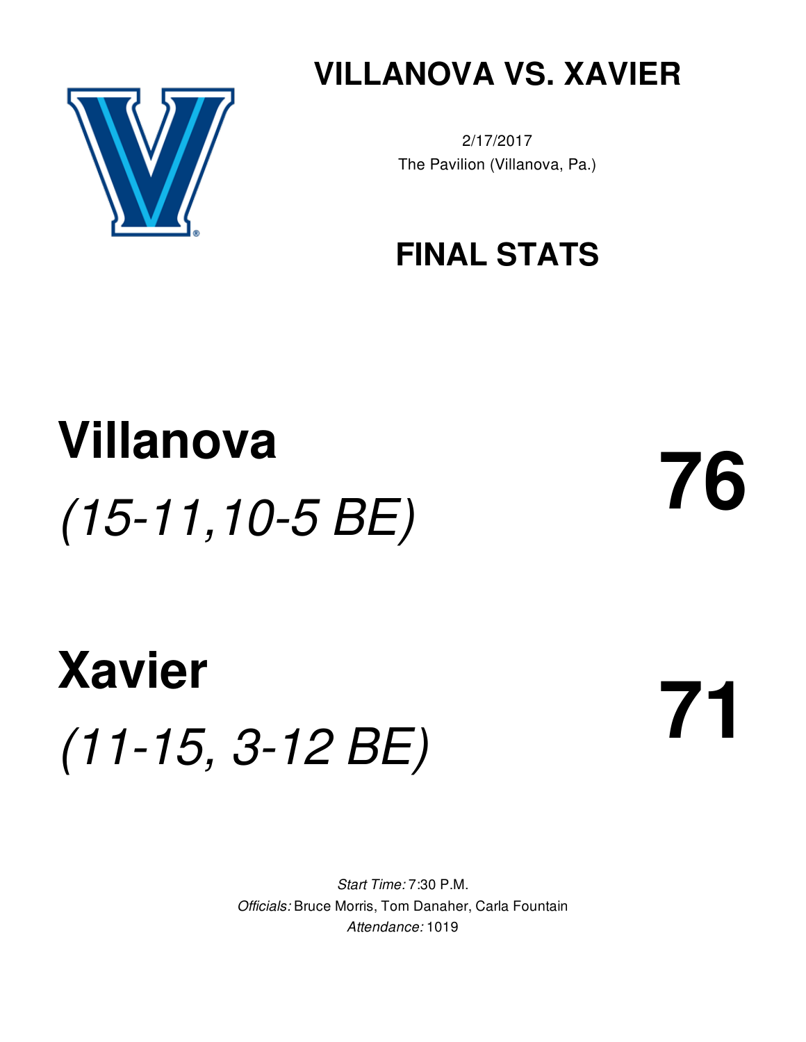# VILLANOVA VS. XAVIER

2/17/2017

The Pavilion (Villanova, Pa.)

## FINAL STATS

# Villanova

*(15-11,10-5 BE)*

# 76

# Xavier

*(11-15, 3-12 BE)*

# 71

*Start Time:* 7:30 P.M.

*Officials:* Bruce Morris, Tom Danaher, Carla Fountain

*Attendance:* 1019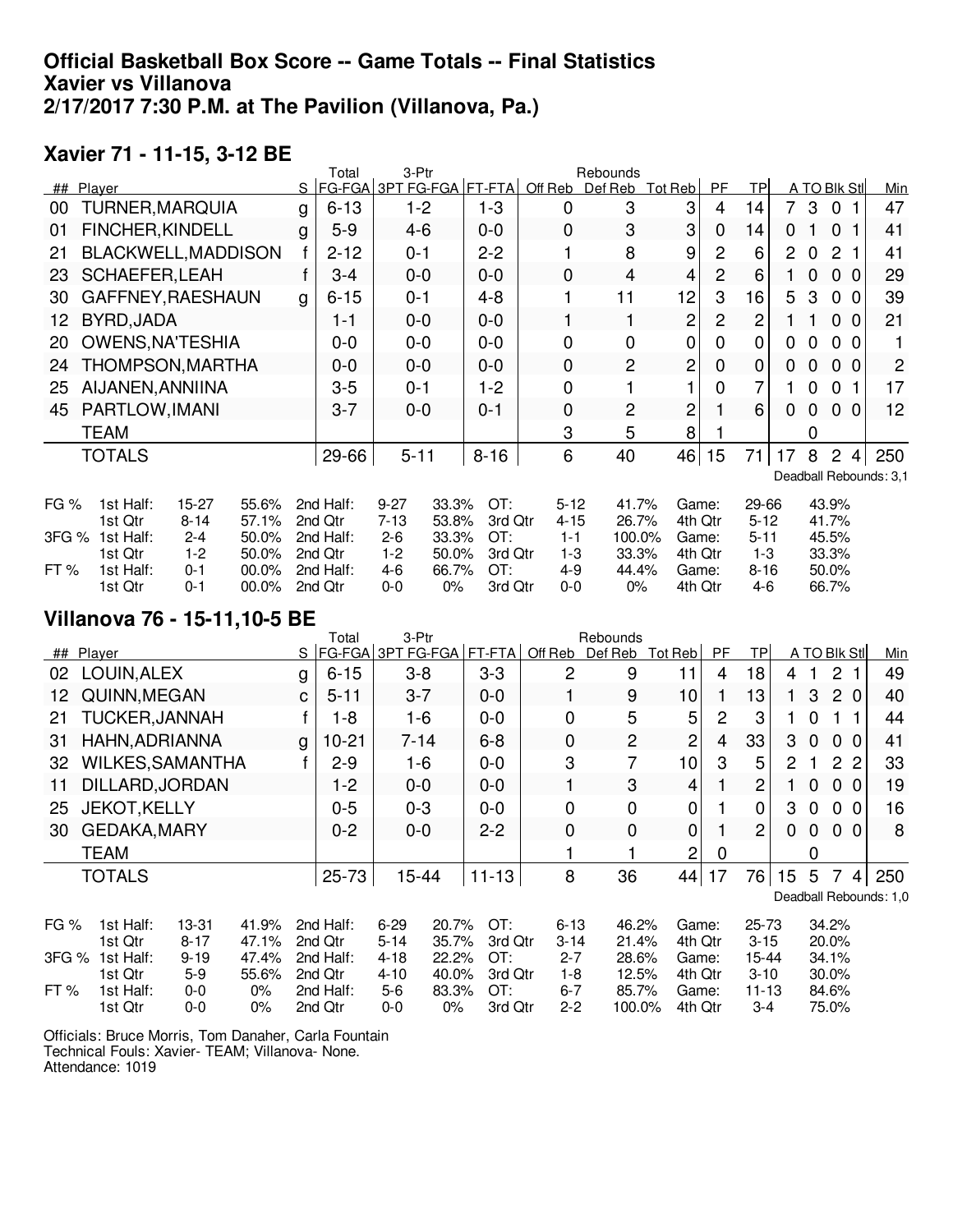# Official Basketball Box Score -- Game Totals -- Final Statistics
# Xavier vs Villanova
# 2/17/2017 7:30 P.M. at The Pavilion (Villanova, Pa.)

## Xavier 71 - 11-15, 3-12 BE

| ## | Player | S | Total FG-FGA | 3-Ptr 3PT FG-FGA | FT-FTA | Off Reb | Def Reb | Tot Reb | PF | TP | A | TO | Blk | Stl | Min |
|---|---|---|---|---|---|---|---|---|---|---|---|---|---|---|---|
| 00 | TURNER,MARQUIA | g | 6-13 | 1-2 | 1-3 | 0 | 3 | 3 | 4 | 14 | 7 | 3 | 0 | 1 | 47 |
| 01 | FINCHER,KINDELL | g | 5-9 | 4-6 | 0-0 | 0 | 3 | 3 | 0 | 14 | 0 | 1 | 0 | 1 | 41 |
| 21 | BLACKWELL,MADDISON | f | 2-12 | 0-1 | 2-2 | 1 | 8 | 9 | 2 | 6 | 2 | 0 | 2 | 1 | 41 |
| 23 | SCHAEFER,LEAH | f | 3-4 | 0-0 | 0-0 | 0 | 4 | 4 | 2 | 6 | 1 | 0 | 0 | 0 | 29 |
| 30 | GAFFNEY,RAESHAUN | g | 6-15 | 0-1 | 4-8 | 1 | 11 | 12 | 3 | 16 | 5 | 3 | 0 | 0 | 39 |
| 12 | BYRD,JADA | | 1-1 | 0-0 | 0-0 | 1 | 1 | 2 | 2 | 2 | 1 | 1 | 0 | 0 | 21 |
| 20 | OWENS,NA'TESHIA | | 0-0 | 0-0 | 0-0 | 0 | 0 | 0 | 0 | 0 | 0 | 0 | 0 | 0 | 1 |
| 24 | THOMPSON,MARTHA | | 0-0 | 0-0 | 0-0 | 0 | 2 | 2 | 0 | 0 | 0 | 0 | 0 | 0 | 2 |
| 25 | AIJANEN,ANNIINA | | 3-5 | 0-1 | 1-2 | 0 | 1 | 1 | 0 | 7 | 1 | 0 | 0 | 1 | 17 |
| 45 | PARTLOW,IMANI | | 3-7 | 0-0 | 0-1 | 0 | 2 | 2 | 1 | 6 | 0 | 0 | 0 | 0 | 12 |
| | TEAM | | | | | 3 | 5 | 8 | 1 | | | 0 | | | |
| | TOTALS | | 29-66 | 5-11 | 8-16 | 6 | 40 | 46 | 15 | 71 | 17 | 8 | 2 | 4 | 250 |

Deadball Rebounds: 3,1

| | | | | | | | | | | | | |
|---|---|---|---|---|---|---|---|---|---|---|---|---|
| FG % | 1st Half: | 15-27 | 55.6% | 2nd Half: | 9-27 | 33.3% | OT: | 5-12 | 41.7% | Game: | 29-66 | 43.9% |
| | 1st Qtr | 8-14 | 57.1% | 2nd Qtr | 7-13 | 53.8% | 3rd Qtr | 4-15 | 26.7% | 4th Qtr | 5-12 | 41.7% |
| 3FG % | 1st Half: | 2-4 | 50.0% | 2nd Half: | 2-6 | 33.3% | OT: | 1-1 | 100.0% | Game: | 5-11 | 45.5% |
| | 1st Qtr | 1-2 | 50.0% | 2nd Qtr | 1-2 | 50.0% | 3rd Qtr | 1-3 | 33.3% | 4th Qtr | 1-3 | 33.3% |
| FT % | 1st Half: | 0-1 | 00.0% | 2nd Half: | 4-6 | 66.7% | OT: | 4-9 | 44.4% | Game: | 8-16 | 50.0% |
| | 1st Qtr | 0-1 | 00.0% | 2nd Qtr | 0-0 | 0% | 3rd Qtr | 0-0 | 0% | 4th Qtr | 4-6 | 66.7% |

## Villanova 76 - 15-11,10-5 BE

| ## | Player | S | Total FG-FGA | 3-Ptr 3PT FG-FGA | FT-FTA | Off Reb | Def Reb | Tot Reb | PF | TP | A | TO | Blk | Stl | Min |
|---|---|---|---|---|---|---|---|---|---|---|---|---|---|---|---|
| 02 | LOUIN,ALEX | g | 6-15 | 3-8 | 3-3 | 2 | 9 | 11 | 4 | 18 | 4 | 1 | 2 | 1 | 49 |
| 12 | QUINN,MEGAN | c | 5-11 | 3-7 | 0-0 | 1 | 9 | 10 | 1 | 13 | 1 | 3 | 2 | 0 | 40 |
| 21 | TUCKER,JANNAH | f | 1-8 | 1-6 | 0-0 | 0 | 5 | 5 | 2 | 3 | 1 | 0 | 1 | 1 | 44 |
| 31 | HAHN,ADRIANNA | g | 10-21 | 7-14 | 6-8 | 0 | 2 | 2 | 4 | 33 | 3 | 0 | 0 | 0 | 41 |
| 32 | WILKES,SAMANTHA | f | 2-9 | 1-6 | 0-0 | 3 | 7 | 10 | 3 | 5 | 2 | 1 | 2 | 2 | 33 |
| 11 | DILLARD,JORDAN | | 1-2 | 0-0 | 0-0 | 1 | 3 | 4 | 1 | 2 | 1 | 0 | 0 | 0 | 19 |
| 25 | JEKOT,KELLY | | 0-5 | 0-3 | 0-0 | 0 | 0 | 0 | 1 | 0 | 3 | 0 | 0 | 0 | 16 |
| 30 | GEDAKA,MARY | | 0-2 | 0-0 | 2-2 | 0 | 0 | 0 | 1 | 2 | 0 | 0 | 0 | 0 | 8 |
| | TEAM | | | | | 1 | 1 | 2 | 0 | | | 0 | | | |
| | TOTALS | | 25-73 | 15-44 | 11-13 | 8 | 36 | 44 | 17 | 76 | 15 | 5 | 7 | 4 | 250 |

Deadball Rebounds: 1,0

| | | | | | | | | | | | | |
|---|---|---|---|---|---|---|---|---|---|---|---|---|
| FG % | 1st Half: | 13-31 | 41.9% | 2nd Half: | 6-29 | 20.7% | OT: | 6-13 | 46.2% | Game: | 25-73 | 34.2% |
| | 1st Qtr | 8-17 | 47.1% | 2nd Qtr | 5-14 | 35.7% | 3rd Qtr | 3-14 | 21.4% | 4th Qtr | 3-15 | 20.0% |
| 3FG % | 1st Half: | 9-19 | 47.4% | 2nd Half: | 4-18 | 22.2% | OT: | 2-7 | 28.6% | Game: | 15-44 | 34.1% |
| | 1st Qtr | 5-9 | 55.6% | 2nd Qtr | 4-10 | 40.0% | 3rd Qtr | 1-8 | 12.5% | 4th Qtr | 3-10 | 30.0% |
| FT % | 1st Half: | 0-0 | 0% | 2nd Half: | 5-6 | 83.3% | OT: | 6-7 | 85.7% | Game: | 11-13 | 84.6% |
| | 1st Qtr | 0-0 | 0% | 2nd Qtr | 0-0 | 0% | 3rd Qtr | 2-2 | 100.0% | 4th Qtr | 3-4 | 75.0% |

Officials: Bruce Morris, Tom Danaher, Carla Fountain
Technical Fouls: Xavier- TEAM; Villanova- None.
Attendance: 1019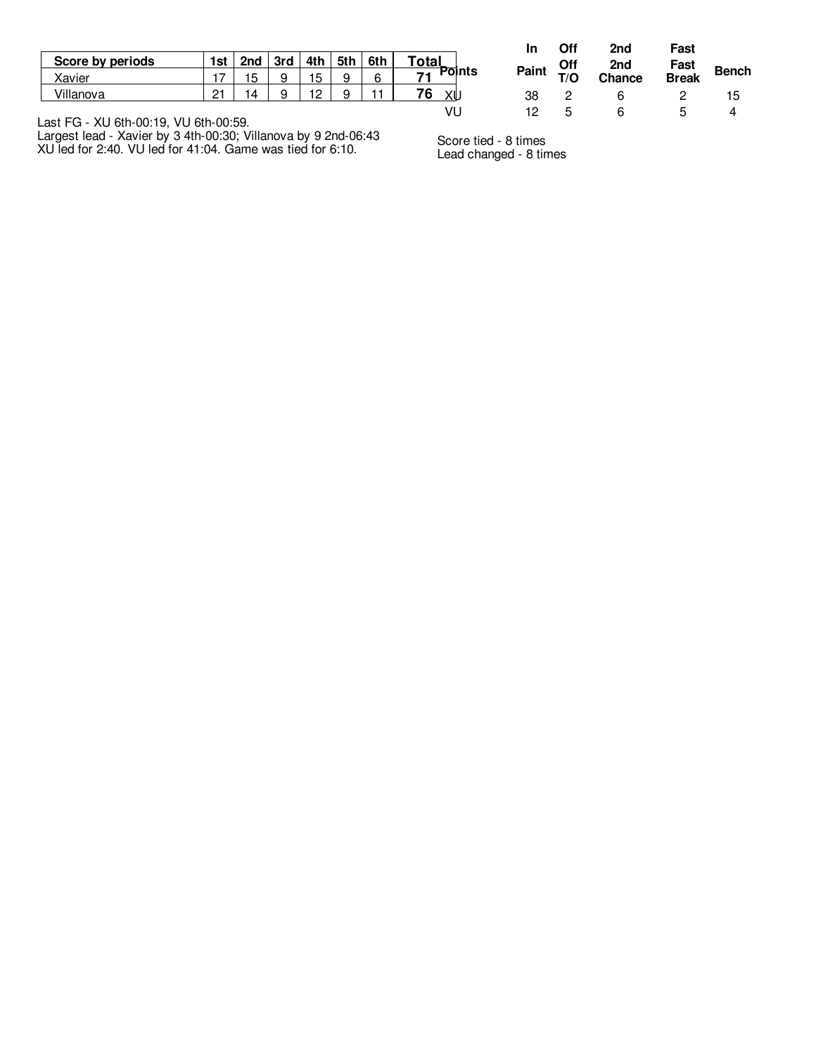| Score by periods | 1st | 2nd | 3rd | 4th | 5th | 6th | Total |
|---|---|---|---|---|---|---|---|
| Xavier | 17 | 15 | 9 | 15 | 9 | 6 | 71 |
| Villanova | 21 | 14 | 9 | 12 | 9 | 11 | 76 |

Last FG - XU 6th-00:19, VU 6th-00:59.
Largest lead - Xavier by 3 4th-00:30; Villanova by 9 2nd-06:43
XU led for 2:40. VU led for 41:04. Game was tied for 6:10.

| Points | In Paint | Off T/O | 2nd Chance | Fast Break | Bench |
|---|---|---|---|---|---|
| XU | 38 | 2 | 6 | 2 | 15 |
| VU | 12 | 5 | 6 | 5 | 4 |

Score tied - 8 times
Lead changed - 8 times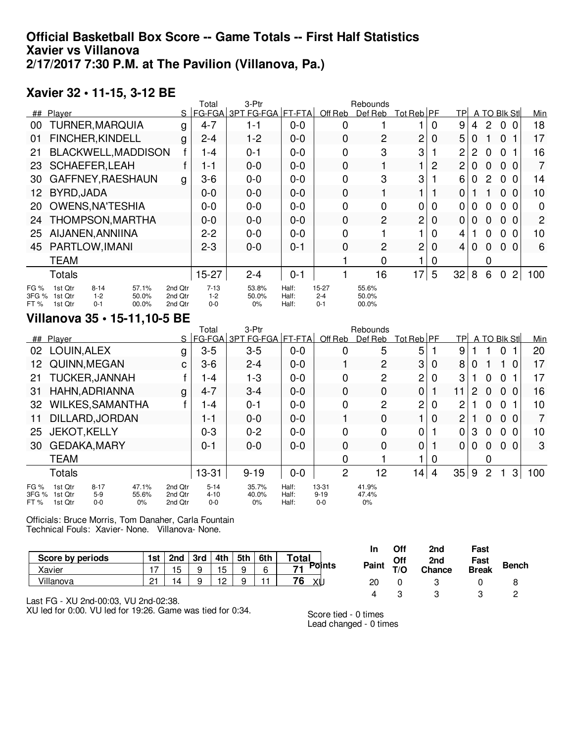# Official Basketball Box Score -- Game Totals -- First Half Statistics
# Xavier vs Villanova
# 2/17/2017 7:30 P.M. at The Pavilion (Villanova, Pa.)

## Xavier 32 • 11-15, 3-12 BE

| ## | Player | S | Total FG-FGA | 3-Ptr 3PT FG-FGA | FT-FTA | Off Reb | Def Reb | Tot Reb | PF | TP | A | TO | Blk | Stl | Min |
|---|---|---|---|---|---|---|---|---|---|---|---|---|---|---|---|
| 00 | TURNER,MARQUIA | g | 4-7 | 1-1 | 0-0 | 0 | 1 | 1 | 0 | 9 | 4 | 2 | 0 | 0 | 18 |
| 01 | FINCHER,KINDELL | g | 2-4 | 1-2 | 0-0 | 0 | 2 | 2 | 0 | 5 | 0 | 1 | 0 | 1 | 17 |
| 21 | BLACKWELL,MADDISON | f | 1-4 | 0-1 | 0-0 | 0 | 3 | 3 | 1 | 2 | 2 | 0 | 0 | 1 | 16 |
| 23 | SCHAEFER,LEAH | f | 1-1 | 0-0 | 0-0 | 0 | 1 | 1 | 2 | 2 | 0 | 0 | 0 | 0 | 7 |
| 30 | GAFFNEY,RAESHAUN | g | 3-6 | 0-0 | 0-0 | 0 | 3 | 3 | 1 | 6 | 0 | 2 | 0 | 0 | 14 |
| 12 | BYRD,JADA | | 0-0 | 0-0 | 0-0 | 0 | 1 | 1 | 1 | 0 | 1 | 1 | 0 | 0 | 10 |
| 20 | OWENS,NA'TESHIA | | 0-0 | 0-0 | 0-0 | 0 | 0 | 0 | 0 | 0 | 0 | 0 | 0 | 0 | 0 |
| 24 | THOMPSON,MARTHA | | 0-0 | 0-0 | 0-0 | 0 | 2 | 2 | 0 | 0 | 0 | 0 | 0 | 0 | 2 |
| 25 | AIJANEN,ANNIINA | | 2-2 | 0-0 | 0-0 | 0 | 1 | 1 | 0 | 4 | 1 | 0 | 0 | 0 | 10 |
| 45 | PARTLOW,IMANI | | 2-3 | 0-0 | 0-1 | 0 | 2 | 2 | 0 | 4 | 0 | 0 | 0 | 0 | 6 |
| | TEAM | | | | | 1 | 0 | 1 | 0 | | | 0 | | | |
| | Totals | | 15-27 | 2-4 | 0-1 | 1 | 16 | 17 | 5 | 32 | 8 | 6 | 0 | 2 | 100 |

| | 1st Qtr | | 2nd Qtr | | Half | |
|---|---|---|---|---|---|---|
| FG % | 8-14 | 57.1% | 7-13 | 53.8% | 15-27 | 55.6% |
| 3FG % | 1-2 | 50.0% | 1-2 | 50.0% | 2-4 | 50.0% |
| FT % | 0-1 | 00.0% | 0-0 | 0% | 0-1 | 00.0% |

## Villanova 35 • 15-11,10-5 BE

| ## | Player | S | Total FG-FGA | 3-Ptr 3PT FG-FGA | FT-FTA | Off Reb | Def Reb | Tot Reb | PF | TP | A | TO | Blk | Stl | Min |
|---|---|---|---|---|---|---|---|---|---|---|---|---|---|---|---|
| 02 | LOUIN,ALEX | g | 3-5 | 3-5 | 0-0 | 0 | 5 | 5 | 1 | 9 | 1 | 1 | 0 | 1 | 20 |
| 12 | QUINN,MEGAN | c | 3-6 | 2-4 | 0-0 | 1 | 2 | 3 | 0 | 8 | 0 | 1 | 1 | 0 | 17 |
| 21 | TUCKER,JANNAH | f | 1-4 | 1-3 | 0-0 | 0 | 2 | 2 | 0 | 3 | 1 | 0 | 0 | 1 | 17 |
| 31 | HAHN,ADRIANNA | g | 4-7 | 3-4 | 0-0 | 0 | 0 | 0 | 1 | 11 | 2 | 0 | 0 | 0 | 16 |
| 32 | WILKES,SAMANTHA | f | 1-4 | 0-1 | 0-0 | 0 | 2 | 2 | 0 | 2 | 1 | 0 | 0 | 1 | 10 |
| 11 | DILLARD,JORDAN | | 1-1 | 0-0 | 0-0 | 1 | 0 | 1 | 0 | 2 | 1 | 0 | 0 | 0 | 7 |
| 25 | JEKOT,KELLY | | 0-3 | 0-2 | 0-0 | 0 | 0 | 0 | 1 | 0 | 3 | 0 | 0 | 0 | 10 |
| 30 | GEDAKA,MARY | | 0-1 | 0-0 | 0-0 | 0 | 0 | 0 | 1 | 0 | 0 | 0 | 0 | 0 | 3 |
| | TEAM | | | | | 0 | 1 | 1 | 0 | | | 0 | | | |
| | Totals | | 13-31 | 9-19 | 0-0 | 2 | 12 | 14 | 4 | 35 | 9 | 2 | 1 | 3 | 100 |

| | 1st Qtr | | 2nd Qtr | | Half | |
|---|---|---|---|---|---|---|
| FG % | 8-17 | 47.1% | 5-14 | 35.7% | 13-31 | 41.9% |
| 3FG % | 5-9 | 55.6% | 4-10 | 40.0% | 9-19 | 47.4% |
| FT % | 0-0 | 0% | 0-0 | 0% | 0-0 | 0% |

Officials: Bruce Morris, Tom Danaher, Carla Fountain
Technical Fouls: Xavier- None. Villanova- None.

| Score by periods | 1st | 2nd | 3rd | 4th | 5th | 6th | Total |
|---|---|---|---|---|---|---|---|
| Xavier | 17 | 15 | 9 | 15 | 9 | 6 | 71 |
| Villanova | 21 | 14 | 9 | 12 | 9 | 11 | 76 |

| Points | In Paint | Off T/O | 2nd Chance | Fast Break | Bench |
|---|---|---|---|---|---|
| XU | 20 | 0 | 3 | 0 | 8 |
| | 4 | 3 | 3 | 3 | 2 |

Last FG - XU 2nd-00:03, VU 2nd-02:38.
XU led for 0:00. VU led for 19:26. Game was tied for 0:34.

Score tied - 0 times
Lead changed - 0 times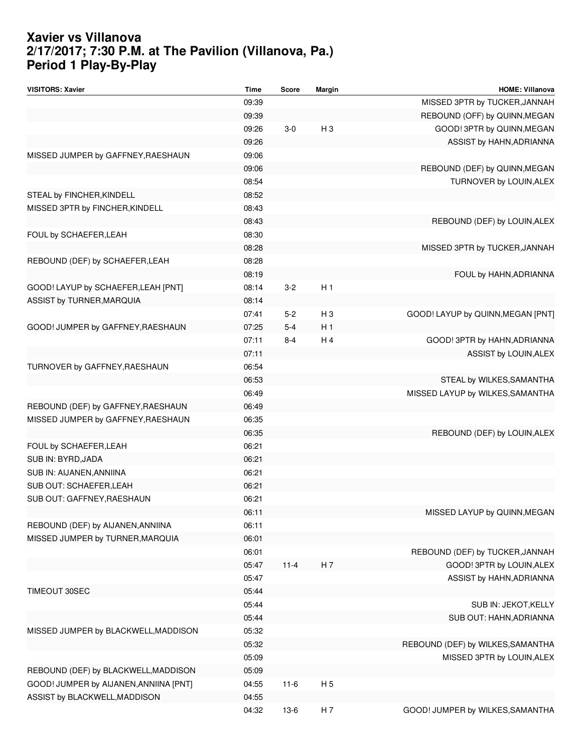# Xavier vs Villanova
# 2/17/2017; 7:30 P.M. at The Pavilion (Villanova, Pa.)
# Period 1 Play-By-Play

| VISITORS: Xavier | Time | Score | Margin | HOME: Villanova |
|---|---|---|---|---|
| | 09:39 | | | MISSED 3PTR by TUCKER,JANNAH |
| | 09:39 | | | REBOUND (OFF) by QUINN,MEGAN |
| | 09:26 | 3-0 | H 3 | GOOD! 3PTR by QUINN,MEGAN |
| | 09:26 | | | ASSIST by HAHN,ADRIANNA |
| MISSED JUMPER by GAFFNEY,RAESHAUN | 09:06 | | | |
| | 09:06 | | | REBOUND (DEF) by QUINN,MEGAN |
| | 08:54 | | | TURNOVER by LOUIN,ALEX |
| STEAL by FINCHER,KINDELL | 08:52 | | | |
| MISSED 3PTR by FINCHER,KINDELL | 08:43 | | | |
| | 08:43 | | | REBOUND (DEF) by LOUIN,ALEX |
| FOUL by SCHAEFER,LEAH | 08:30 | | | |
| | 08:28 | | | MISSED 3PTR by TUCKER,JANNAH |
| REBOUND (DEF) by SCHAEFER,LEAH | 08:28 | | | |
| | 08:19 | | | FOUL by HAHN,ADRIANNA |
| GOOD! LAYUP by SCHAEFER,LEAH [PNT] | 08:14 | 3-2 | H 1 | |
| ASSIST by TURNER,MARQUIA | 08:14 | | | |
| | 07:41 | 5-2 | H 3 | GOOD! LAYUP by QUINN,MEGAN [PNT] |
| GOOD! JUMPER by GAFFNEY,RAESHAUN | 07:25 | 5-4 | H 1 | |
| | 07:11 | 8-4 | H 4 | GOOD! 3PTR by HAHN,ADRIANNA |
| | 07:11 | | | ASSIST by LOUIN,ALEX |
| TURNOVER by GAFFNEY,RAESHAUN | 06:54 | | | |
| | 06:53 | | | STEAL by WILKES,SAMANTHA |
| | 06:49 | | | MISSED LAYUP by WILKES,SAMANTHA |
| REBOUND (DEF) by GAFFNEY,RAESHAUN | 06:49 | | | |
| MISSED JUMPER by GAFFNEY,RAESHAUN | 06:35 | | | |
| | 06:35 | | | REBOUND (DEF) by LOUIN,ALEX |
| FOUL by SCHAEFER,LEAH | 06:21 | | | |
| SUB IN: BYRD,JADA | 06:21 | | | |
| SUB IN: AIJANEN,ANNIINA | 06:21 | | | |
| SUB OUT: SCHAEFER,LEAH | 06:21 | | | |
| SUB OUT: GAFFNEY,RAESHAUN | 06:21 | | | |
| | 06:11 | | | MISSED LAYUP by QUINN,MEGAN |
| REBOUND (DEF) by AIJANEN,ANNIINA | 06:11 | | | |
| MISSED JUMPER by TURNER,MARQUIA | 06:01 | | | |
| | 06:01 | | | REBOUND (DEF) by TUCKER,JANNAH |
| | 05:47 | 11-4 | H 7 | GOOD! 3PTR by LOUIN,ALEX |
| | 05:47 | | | ASSIST by HAHN,ADRIANNA |
| TIMEOUT 30SEC | 05:44 | | | |
| | 05:44 | | | SUB IN: JEKOT,KELLY |
| | 05:44 | | | SUB OUT: HAHN,ADRIANNA |
| MISSED JUMPER by BLACKWELL,MADDISON | 05:32 | | | |
| | 05:32 | | | REBOUND (DEF) by WILKES,SAMANTHA |
| | 05:09 | | | MISSED 3PTR by LOUIN,ALEX |
| REBOUND (DEF) by BLACKWELL,MADDISON | 05:09 | | | |
| GOOD! JUMPER by AIJANEN,ANNIINA [PNT] | 04:55 | 11-6 | H 5 | |
| ASSIST by BLACKWELL,MADDISON | 04:55 | | | |
| | 04:32 | 13-6 | H 7 | GOOD! JUMPER by WILKES,SAMANTHA |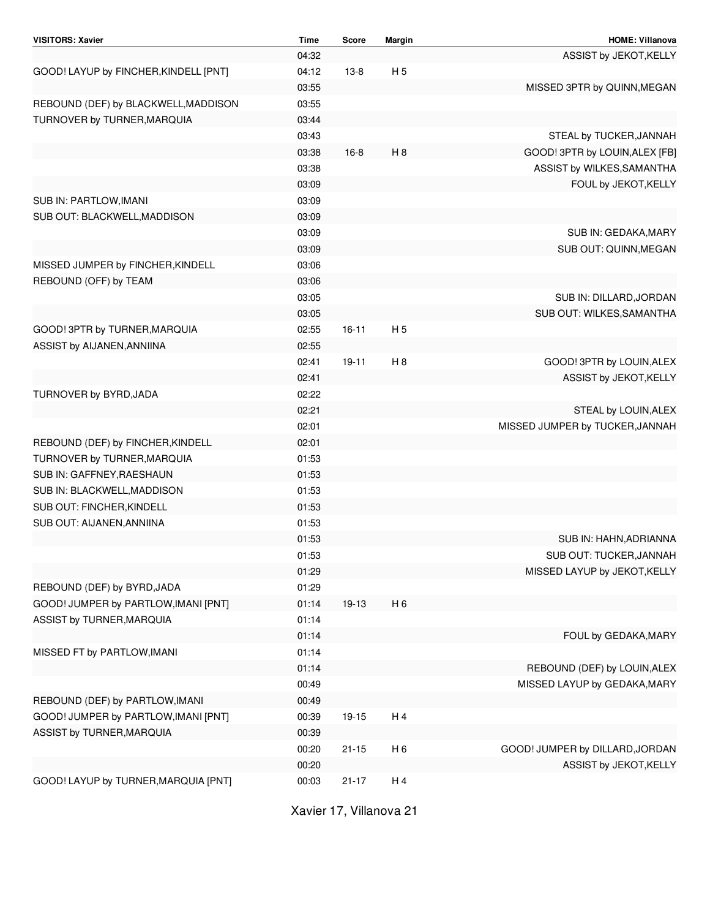| VISITORS: Xavier | Time | Score | Margin | HOME: Villanova |
|---|---|---|---|---|
| | 04:32 | | | ASSIST by JEKOT,KELLY |
| GOOD! LAYUP by FINCHER,KINDELL [PNT] | 04:12 | 13-8 | H 5 | |
| | 03:55 | | | MISSED 3PTR by QUINN,MEGAN |
| REBOUND (DEF) by BLACKWELL,MADDISON | 03:55 | | | |
| TURNOVER by TURNER,MARQUIA | 03:44 | | | |
| | 03:43 | | | STEAL by TUCKER,JANNAH |
| | 03:38 | 16-8 | H 8 | GOOD! 3PTR by LOUIN,ALEX [FB] |
| | 03:38 | | | ASSIST by WILKES,SAMANTHA |
| | 03:09 | | | FOUL by JEKOT,KELLY |
| SUB IN: PARTLOW,IMANI | 03:09 | | | |
| SUB OUT: BLACKWELL,MADDISON | 03:09 | | | |
| | 03:09 | | | SUB IN: GEDAKA,MARY |
| | 03:09 | | | SUB OUT: QUINN,MEGAN |
| MISSED JUMPER by FINCHER,KINDELL | 03:06 | | | |
| REBOUND (OFF) by TEAM | 03:06 | | | |
| | 03:05 | | | SUB IN: DILLARD,JORDAN |
| | 03:05 | | | SUB OUT: WILKES,SAMANTHA |
| GOOD! 3PTR by TURNER,MARQUIA | 02:55 | 16-11 | H 5 | |
| ASSIST by AIJANEN,ANNIINA | 02:55 | | | |
| | 02:41 | 19-11 | H 8 | GOOD! 3PTR by LOUIN,ALEX |
| | 02:41 | | | ASSIST by JEKOT,KELLY |
| TURNOVER by BYRD,JADA | 02:22 | | | |
| | 02:21 | | | STEAL by LOUIN,ALEX |
| | 02:01 | | | MISSED JUMPER by TUCKER,JANNAH |
| REBOUND (DEF) by FINCHER,KINDELL | 02:01 | | | |
| TURNOVER by TURNER,MARQUIA | 01:53 | | | |
| SUB IN: GAFFNEY,RAESHAUN | 01:53 | | | |
| SUB IN: BLACKWELL,MADDISON | 01:53 | | | |
| SUB OUT: FINCHER,KINDELL | 01:53 | | | |
| SUB OUT: AIJANEN,ANNIINA | 01:53 | | | |
| | 01:53 | | | SUB IN: HAHN,ADRIANNA |
| | 01:53 | | | SUB OUT: TUCKER,JANNAH |
| | 01:29 | | | MISSED LAYUP by JEKOT,KELLY |
| REBOUND (DEF) by BYRD,JADA | 01:29 | | | |
| GOOD! JUMPER by PARTLOW,IMANI [PNT] | 01:14 | 19-13 | H 6 | |
| ASSIST by TURNER,MARQUIA | 01:14 | | | |
| | 01:14 | | | FOUL by GEDAKA,MARY |
| MISSED FT by PARTLOW,IMANI | 01:14 | | | |
| | 01:14 | | | REBOUND (DEF) by LOUIN,ALEX |
| | 00:49 | | | MISSED LAYUP by GEDAKA,MARY |
| REBOUND (DEF) by PARTLOW,IMANI | 00:49 | | | |
| GOOD! JUMPER by PARTLOW,IMANI [PNT] | 00:39 | 19-15 | H 4 | |
| ASSIST by TURNER,MARQUIA | 00:39 | | | |
| | 00:20 | 21-15 | H 6 | GOOD! JUMPER by DILLARD,JORDAN |
| | 00:20 | | | ASSIST by JEKOT,KELLY |
| GOOD! LAYUP by TURNER,MARQUIA [PNT] | 00:03 | 21-17 | H 4 | |

Xavier 17, Villanova 21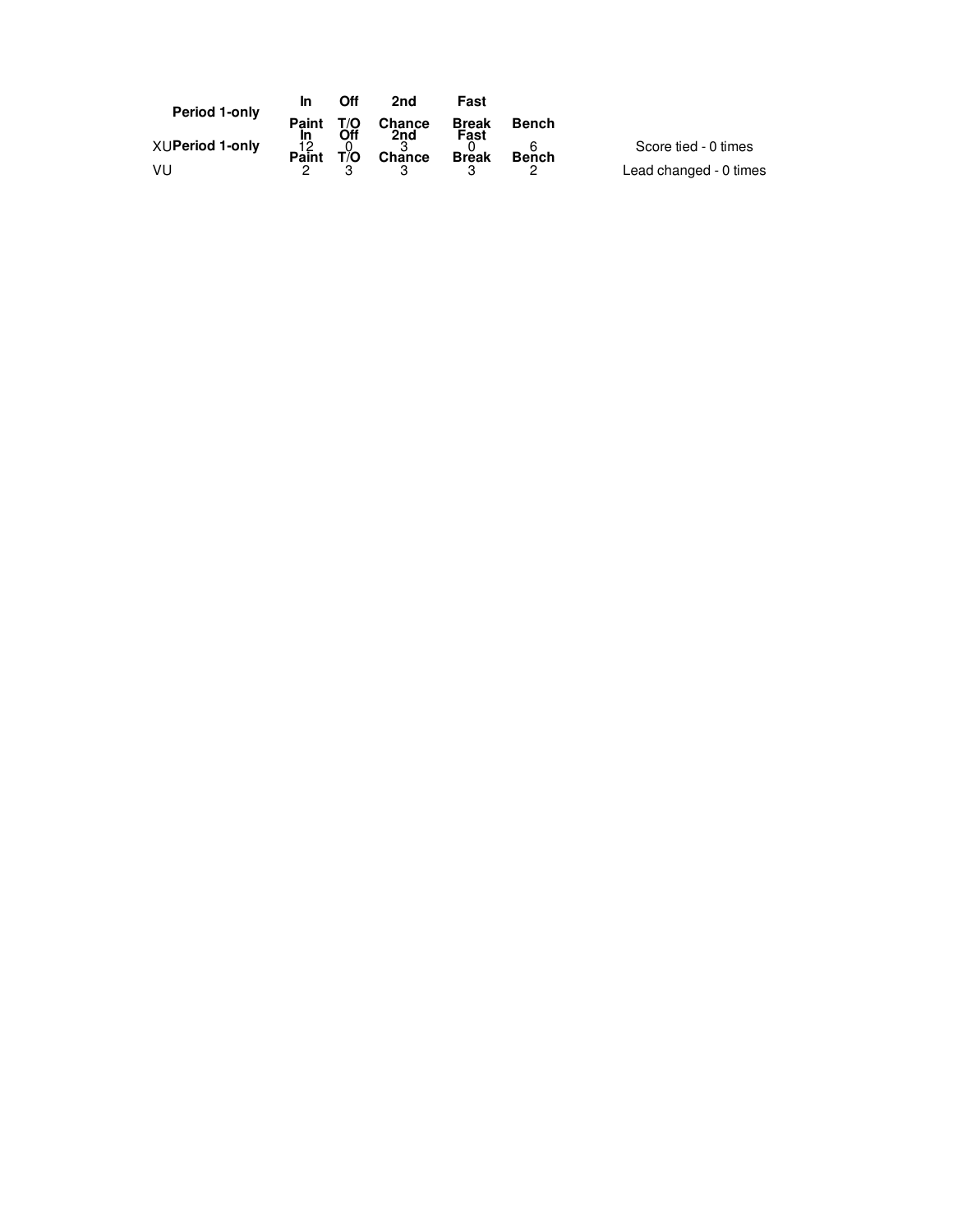| Period 1-only | In Paint | Off T/O | 2nd Chance | Fast Break | Bench | |
|---|---|---|---|---|---|---|
| XU | 12 | 0 | 3 | 0 | 6 | Score tied - 0 times |
| VU | 2 | 3 | 3 | 3 | 2 | Lead changed - 0 times |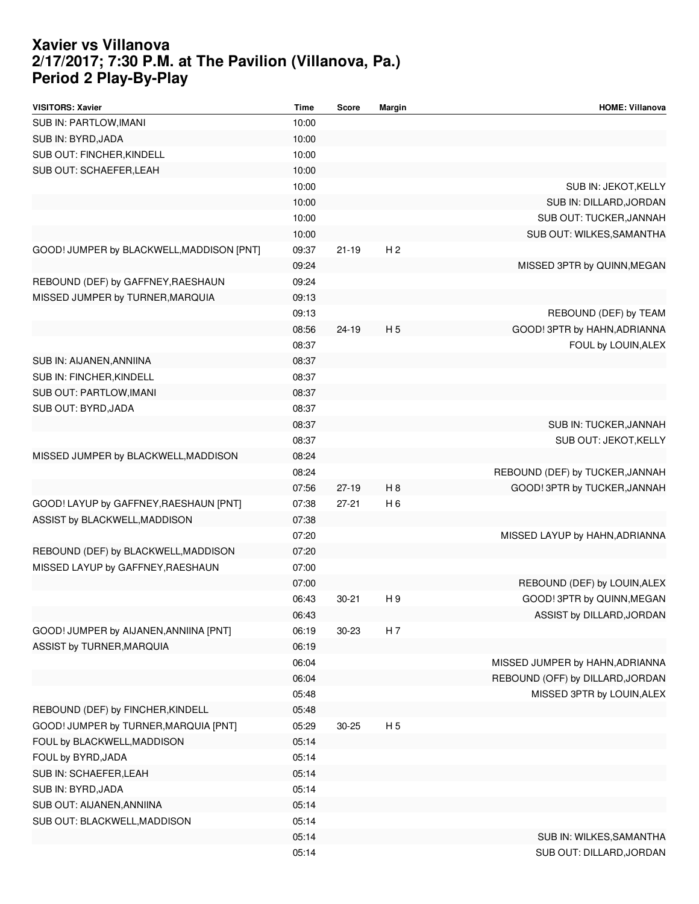# Xavier vs Villanova
# 2/17/2017; 7:30 P.M. at The Pavilion (Villanova, Pa.)
# Period 2 Play-By-Play

| VISITORS: Xavier | Time | Score | Margin | HOME: Villanova |
|---|---|---|---|---|
| SUB IN: PARTLOW,IMANI | 10:00 | | | |
| SUB IN: BYRD,JADA | 10:00 | | | |
| SUB OUT: FINCHER,KINDELL | 10:00 | | | |
| SUB OUT: SCHAEFER,LEAH | 10:00 | | | |
| | 10:00 | | | SUB IN: JEKOT,KELLY |
| | 10:00 | | | SUB IN: DILLARD,JORDAN |
| | 10:00 | | | SUB OUT: TUCKER,JANNAH |
| | 10:00 | | | SUB OUT: WILKES,SAMANTHA |
| GOOD! JUMPER by BLACKWELL,MADDISON [PNT] | 09:37 | 21-19 | H 2 | |
| | 09:24 | | | MISSED 3PTR by QUINN,MEGAN |
| REBOUND (DEF) by GAFFNEY,RAESHAUN | 09:24 | | | |
| MISSED JUMPER by TURNER,MARQUIA | 09:13 | | | |
| | 09:13 | | | REBOUND (DEF) by TEAM |
| | 08:56 | 24-19 | H 5 | GOOD! 3PTR by HAHN,ADRIANNA |
| | 08:37 | | | FOUL by LOUIN,ALEX |
| SUB IN: AIJANEN,ANNIINA | 08:37 | | | |
| SUB IN: FINCHER,KINDELL | 08:37 | | | |
| SUB OUT: PARTLOW,IMANI | 08:37 | | | |
| SUB OUT: BYRD,JADA | 08:37 | | | |
| | 08:37 | | | SUB IN: TUCKER,JANNAH |
| | 08:37 | | | SUB OUT: JEKOT,KELLY |
| MISSED JUMPER by BLACKWELL,MADDISON | 08:24 | | | |
| | 08:24 | | | REBOUND (DEF) by TUCKER,JANNAH |
| | 07:56 | 27-19 | H 8 | GOOD! 3PTR by TUCKER,JANNAH |
| GOOD! LAYUP by GAFFNEY,RAESHAUN [PNT] | 07:38 | 27-21 | H 6 | |
| ASSIST by BLACKWELL,MADDISON | 07:38 | | | |
| | 07:20 | | | MISSED LAYUP by HAHN,ADRIANNA |
| REBOUND (DEF) by BLACKWELL,MADDISON | 07:20 | | | |
| MISSED LAYUP by GAFFNEY,RAESHAUN | 07:00 | | | |
| | 07:00 | | | REBOUND (DEF) by LOUIN,ALEX |
| | 06:43 | 30-21 | H 9 | GOOD! 3PTR by QUINN,MEGAN |
| | 06:43 | | | ASSIST by DILLARD,JORDAN |
| GOOD! JUMPER by AIJANEN,ANNIINA [PNT] | 06:19 | 30-23 | H 7 | |
| ASSIST by TURNER,MARQUIA | 06:19 | | | |
| | 06:04 | | | MISSED JUMPER by HAHN,ADRIANNA |
| | 06:04 | | | REBOUND (OFF) by DILLARD,JORDAN |
| | 05:48 | | | MISSED 3PTR by LOUIN,ALEX |
| REBOUND (DEF) by FINCHER,KINDELL | 05:48 | | | |
| GOOD! JUMPER by TURNER,MARQUIA [PNT] | 05:29 | 30-25 | H 5 | |
| FOUL by BLACKWELL,MADDISON | 05:14 | | | |
| FOUL by BYRD,JADA | 05:14 | | | |
| SUB IN: SCHAEFER,LEAH | 05:14 | | | |
| SUB IN: BYRD,JADA | 05:14 | | | |
| SUB OUT: AIJANEN,ANNIINA | 05:14 | | | |
| SUB OUT: BLACKWELL,MADDISON | 05:14 | | | |
| | 05:14 | | | SUB IN: WILKES,SAMANTHA |
| | 05:14 | | | SUB OUT: DILLARD,JORDAN |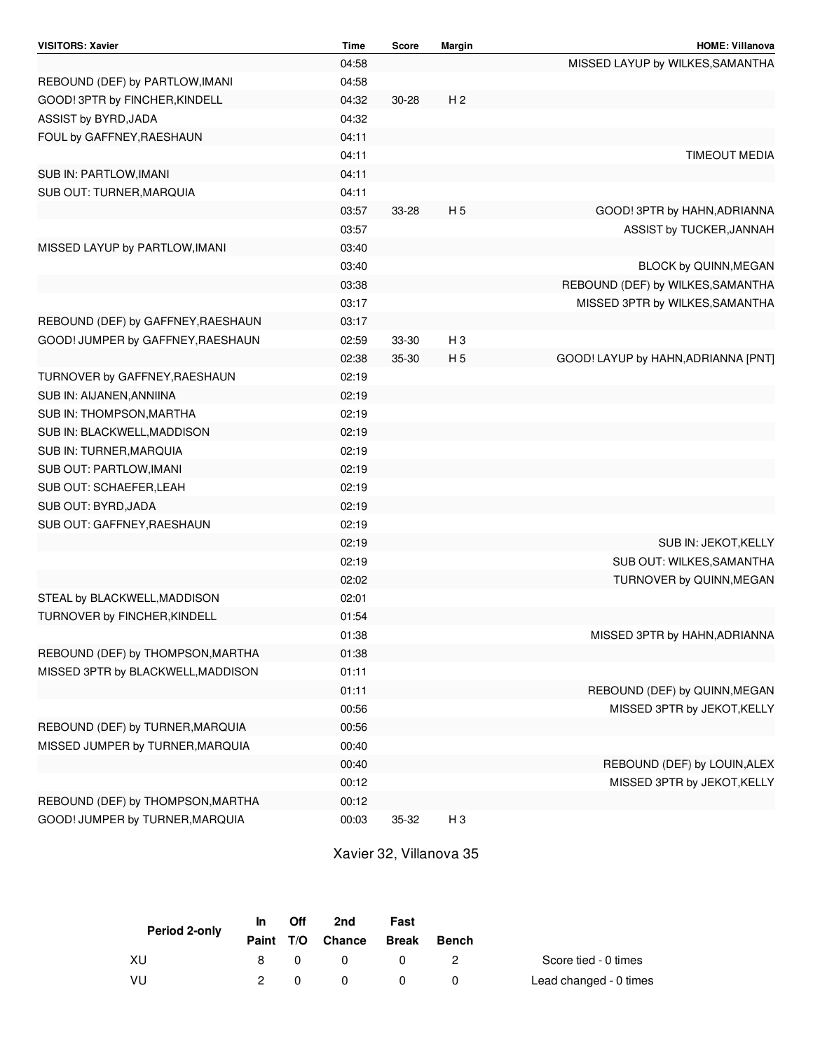| VISITORS: Xavier | Time | Score | Margin | HOME: Villanova |
|---|---|---|---|---|
| | 04:58 | | | MISSED LAYUP by WILKES,SAMANTHA |
| REBOUND (DEF) by PARTLOW,IMANI | 04:58 | | | |
| GOOD! 3PTR by FINCHER,KINDELL | 04:32 | 30-28 | H 2 | |
| ASSIST by BYRD,JADA | 04:32 | | | |
| FOUL by GAFFNEY,RAESHAUN | 04:11 | | | |
| | 04:11 | | | TIMEOUT MEDIA |
| SUB IN: PARTLOW,IMANI | 04:11 | | | |
| SUB OUT: TURNER,MARQUIA | 04:11 | | | |
| | 03:57 | 33-28 | H 5 | GOOD! 3PTR by HAHN,ADRIANNA |
| | 03:57 | | | ASSIST by TUCKER,JANNAH |
| MISSED LAYUP by PARTLOW,IMANI | 03:40 | | | |
| | 03:40 | | | BLOCK by QUINN,MEGAN |
| | 03:38 | | | REBOUND (DEF) by WILKES,SAMANTHA |
| | 03:17 | | | MISSED 3PTR by WILKES,SAMANTHA |
| REBOUND (DEF) by GAFFNEY,RAESHAUN | 03:17 | | | |
| GOOD! JUMPER by GAFFNEY,RAESHAUN | 02:59 | 33-30 | H 3 | |
| | 02:38 | 35-30 | H 5 | GOOD! LAYUP by HAHN,ADRIANNA [PNT] |
| TURNOVER by GAFFNEY,RAESHAUN | 02:19 | | | |
| SUB IN: AIJANEN,ANNIINA | 02:19 | | | |
| SUB IN: THOMPSON,MARTHA | 02:19 | | | |
| SUB IN: BLACKWELL,MADDISON | 02:19 | | | |
| SUB IN: TURNER,MARQUIA | 02:19 | | | |
| SUB OUT: PARTLOW,IMANI | 02:19 | | | |
| SUB OUT: SCHAEFER,LEAH | 02:19 | | | |
| SUB OUT: BYRD,JADA | 02:19 | | | |
| SUB OUT: GAFFNEY,RAESHAUN | 02:19 | | | |
| | 02:19 | | | SUB IN: JEKOT,KELLY |
| | 02:19 | | | SUB OUT: WILKES,SAMANTHA |
| | 02:02 | | | TURNOVER by QUINN,MEGAN |
| STEAL by BLACKWELL,MADDISON | 02:01 | | | |
| TURNOVER by FINCHER,KINDELL | 01:54 | | | |
| | 01:38 | | | MISSED 3PTR by HAHN,ADRIANNA |
| REBOUND (DEF) by THOMPSON,MARTHA | 01:38 | | | |
| MISSED 3PTR by BLACKWELL,MADDISON | 01:11 | | | |
| | 01:11 | | | REBOUND (DEF) by QUINN,MEGAN |
| | 00:56 | | | MISSED 3PTR by JEKOT,KELLY |
| REBOUND (DEF) by TURNER,MARQUIA | 00:56 | | | |
| MISSED JUMPER by TURNER,MARQUIA | 00:40 | | | |
| | 00:40 | | | REBOUND (DEF) by LOUIN,ALEX |
| | 00:12 | | | MISSED 3PTR by JEKOT,KELLY |
| REBOUND (DEF) by THOMPSON,MARTHA | 00:12 | | | |
| GOOD! JUMPER by TURNER,MARQUIA | 00:03 | 35-32 | H 3 | |

Xavier 32, Villanova 35

| Period 2-only | In Paint | Off T/O | 2nd Chance | Fast Break | Bench | |
|---|---|---|---|---|---|---|
| XU | 8 | 0 | 0 | 0 | 2 | Score tied - 0 times |
| VU | 2 | 0 | 0 | 0 | 0 | Lead changed - 0 times |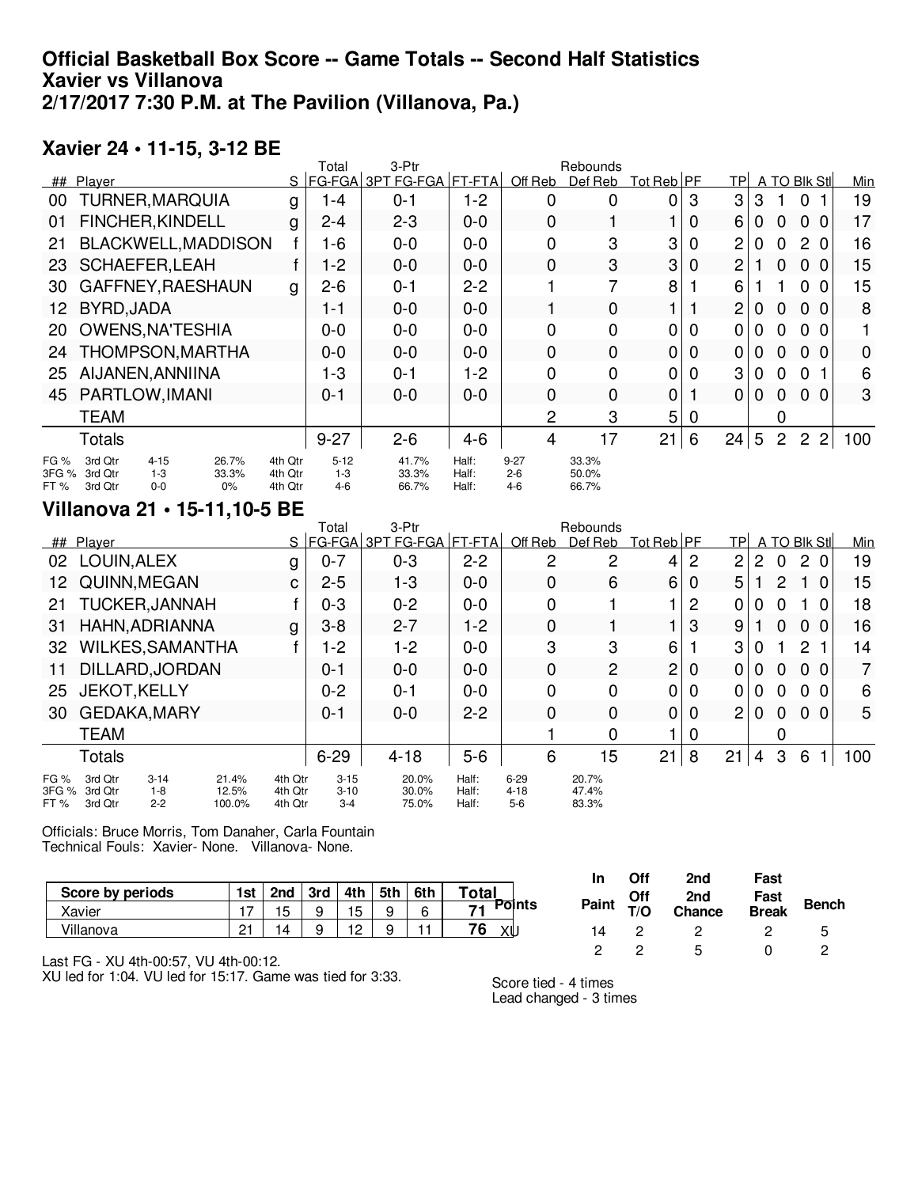# Official Basketball Box Score -- Game Totals -- Second Half Statistics
# Xavier vs Villanova
# 2/17/2017 7:30 P.M. at The Pavilion (Villanova, Pa.)

## Xavier 24 • 11-15, 3-12 BE

| ## | Player | S | Total FG-FGA | 3-Ptr 3PT FG-FGA | FT-FTA | Off Reb | Def Reb | Tot Reb | PF | TP | A | TO | Blk | Stl | Min |
|---|---|---|---|---|---|---|---|---|---|---|---|---|---|---|---|
| 00 | TURNER,MARQUIA | g | 1-4 | 0-1 | 1-2 | 0 | 0 | 0 | 3 | 3 | 3 | 1 | 0 | 1 | 19 |
| 01 | FINCHER,KINDELL | g | 2-4 | 2-3 | 0-0 | 0 | 1 | 1 | 0 | 6 | 0 | 0 | 0 | 0 | 17 |
| 21 | BLACKWELL,MADDISON | f | 1-6 | 0-0 | 0-0 | 0 | 3 | 3 | 0 | 2 | 0 | 0 | 2 | 0 | 16 |
| 23 | SCHAEFER,LEAH | f | 1-2 | 0-0 | 0-0 | 0 | 3 | 3 | 0 | 2 | 1 | 0 | 0 | 0 | 15 |
| 30 | GAFFNEY,RAESHAUN | g | 2-6 | 0-1 | 2-2 | 1 | 7 | 8 | 1 | 6 | 1 | 1 | 0 | 0 | 15 |
| 12 | BYRD,JADA | | 1-1 | 0-0 | 0-0 | 1 | 0 | 1 | 1 | 2 | 0 | 0 | 0 | 0 | 8 |
| 20 | OWENS,NA'TESHIA | | 0-0 | 0-0 | 0-0 | 0 | 0 | 0 | 0 | 0 | 0 | 0 | 0 | 0 | 1 |
| 24 | THOMPSON,MARTHA | | 0-0 | 0-0 | 0-0 | 0 | 0 | 0 | 0 | 0 | 0 | 0 | 0 | 0 | 0 |
| 25 | AIJANEN,ANNIINA | | 1-3 | 0-1 | 1-2 | 0 | 0 | 0 | 0 | 3 | 0 | 0 | 0 | 1 | 6 |
| 45 | PARTLOW,IMANI | | 0-1 | 0-0 | 0-0 | 0 | 0 | 0 | 1 | 0 | 0 | 0 | 0 | 0 | 3 |
| | TEAM | | | | | 2 | 3 | 5 | 0 | | | 0 | | | |
| | Totals | | 9-27 | 2-6 | 4-6 | 4 | 17 | 21 | 6 | 24 | 5 | 2 | 2 | 2 | 100 |

| | | | | | | | | | |
|---|---|---|---|---|---|---|---|---|---|
| FG % | 3rd Qtr | 4-15 | 26.7% | 4th Qtr | 5-12 | 41.7% | Half: | 9-27 | 33.3% |
| 3FG % | 3rd Qtr | 1-3 | 33.3% | 4th Qtr | 1-3 | 33.3% | Half: | 2-6 | 50.0% |
| FT % | 3rd Qtr | 0-0 | 0% | 4th Qtr | 4-6 | 66.7% | Half: | 4-6 | 66.7% |

## Villanova 21 • 15-11,10-5 BE

| ## | Player | S | Total FG-FGA | 3-Ptr 3PT FG-FGA | FT-FTA | Off Reb | Def Reb | Tot Reb | PF | TP | A | TO | Blk | Stl | Min |
|---|---|---|---|---|---|---|---|---|---|---|---|---|---|---|---|
| 02 | LOUIN,ALEX | g | 0-7 | 0-3 | 2-2 | 2 | 2 | 4 | 2 | 2 | 2 | 0 | 2 | 0 | 19 |
| 12 | QUINN,MEGAN | c | 2-5 | 1-3 | 0-0 | 0 | 6 | 6 | 0 | 5 | 1 | 2 | 1 | 0 | 15 |
| 21 | TUCKER,JANNAH | f | 0-3 | 0-2 | 0-0 | 0 | 1 | 1 | 2 | 0 | 0 | 0 | 1 | 0 | 18 |
| 31 | HAHN,ADRIANNA | g | 3-8 | 2-7 | 1-2 | 0 | 1 | 1 | 3 | 9 | 1 | 0 | 0 | 0 | 16 |
| 32 | WILKES,SAMANTHA | f | 1-2 | 1-2 | 0-0 | 3 | 3 | 6 | 1 | 3 | 0 | 1 | 2 | 1 | 14 |
| 11 | DILLARD,JORDAN | | 0-1 | 0-0 | 0-0 | 0 | 2 | 2 | 0 | 0 | 0 | 0 | 0 | 0 | 7 |
| 25 | JEKOT,KELLY | | 0-2 | 0-1 | 0-0 | 0 | 0 | 0 | 0 | 0 | 0 | 0 | 0 | 0 | 6 |
| 30 | GEDAKA,MARY | | 0-1 | 0-0 | 2-2 | 0 | 0 | 0 | 0 | 2 | 0 | 0 | 0 | 0 | 5 |
| | TEAM | | | | | 1 | 0 | 1 | 0 | | | 0 | | | |
| | Totals | | 6-29 | 4-18 | 5-6 | 6 | 15 | 21 | 8 | 21 | 4 | 3 | 6 | 1 | 100 |

| | | | | | | | | | |
|---|---|---|---|---|---|---|---|---|---|
| FG % | 3rd Qtr | 3-14 | 21.4% | 4th Qtr | 3-15 | 20.0% | Half: | 6-29 | 20.7% |
| 3FG % | 3rd Qtr | 1-8 | 12.5% | 4th Qtr | 3-10 | 30.0% | Half: | 4-18 | 47.4% |
| FT % | 3rd Qtr | 2-2 | 100.0% | 4th Qtr | 3-4 | 75.0% | Half: | 5-6 | 83.3% |

Officials: Bruce Morris, Tom Danaher, Carla Fountain
Technical Fouls: Xavier- None. Villanova- None.

| Score by periods | 1st | 2nd | 3rd | 4th | 5th | 6th | Total |
|---|---|---|---|---|---|---|---|
| Xavier | 17 | 15 | 9 | 15 | 9 | 6 | 71 |
| Villanova | 21 | 14 | 9 | 12 | 9 | 11 | 76 |

| Points | In Paint | Off T/O | 2nd Chance | Fast Break | Bench |
|---|---|---|---|---|---|
| XU | 14 | 2 | 2 | 2 | 5 |
| | 2 | 2 | 5 | 0 | 2 |

Last FG - XU 4th-00:57, VU 4th-00:12.
XU led for 1:04. VU led for 15:17. Game was tied for 3:33.

Score tied - 4 times
Lead changed - 3 times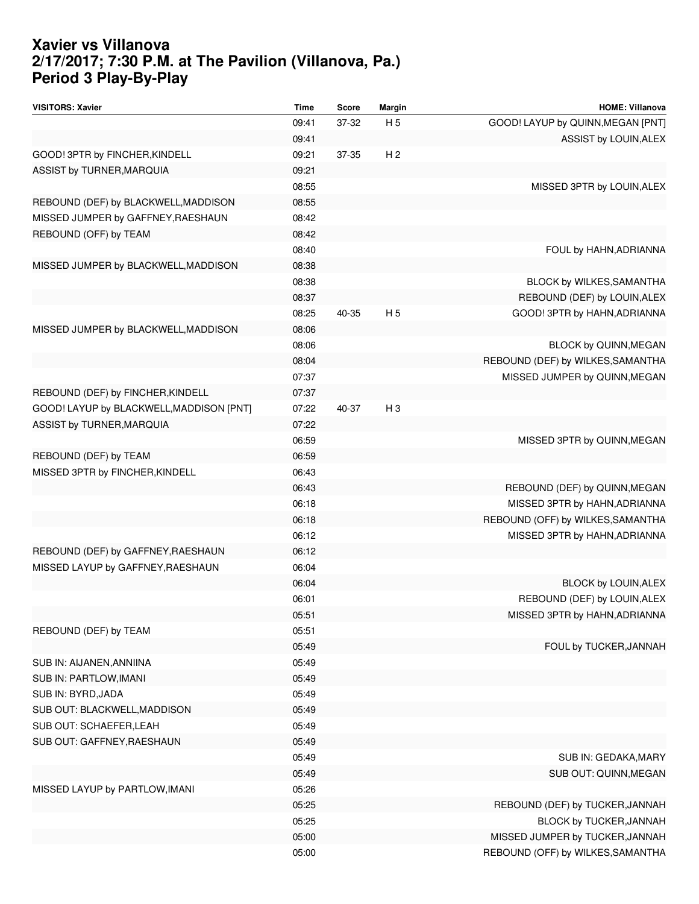# Xavier vs Villanova
## 2/17/2017; 7:30 P.M. at The Pavilion (Villanova, Pa.)
## Period 3 Play-By-Play

| VISITORS: Xavier | Time | Score | Margin | HOME: Villanova |
|---|---|---|---|---|
| | 09:41 | 37-32 | H 5 | GOOD! LAYUP by QUINN,MEGAN [PNT] |
| | 09:41 | | | ASSIST by LOUIN,ALEX |
| GOOD! 3PTR by FINCHER,KINDELL | 09:21 | 37-35 | H 2 | |
| ASSIST by TURNER,MARQUIA | 09:21 | | | |
| | 08:55 | | | MISSED 3PTR by LOUIN,ALEX |
| REBOUND (DEF) by BLACKWELL,MADDISON | 08:55 | | | |
| MISSED JUMPER by GAFFNEY,RAESHAUN | 08:42 | | | |
| REBOUND (OFF) by TEAM | 08:42 | | | |
| | 08:40 | | | FOUL by HAHN,ADRIANNA |
| MISSED JUMPER by BLACKWELL,MADDISON | 08:38 | | | |
| | 08:38 | | | BLOCK by WILKES,SAMANTHA |
| | 08:37 | | | REBOUND (DEF) by LOUIN,ALEX |
| | 08:25 | 40-35 | H 5 | GOOD! 3PTR by HAHN,ADRIANNA |
| MISSED JUMPER by BLACKWELL,MADDISON | 08:06 | | | |
| | 08:06 | | | BLOCK by QUINN,MEGAN |
| | 08:04 | | | REBOUND (DEF) by WILKES,SAMANTHA |
| | 07:37 | | | MISSED JUMPER by QUINN,MEGAN |
| REBOUND (DEF) by FINCHER,KINDELL | 07:37 | | | |
| GOOD! LAYUP by BLACKWELL,MADDISON [PNT] | 07:22 | 40-37 | H 3 | |
| ASSIST by TURNER,MARQUIA | 07:22 | | | |
| | 06:59 | | | MISSED 3PTR by QUINN,MEGAN |
| REBOUND (DEF) by TEAM | 06:59 | | | |
| MISSED 3PTR by FINCHER,KINDELL | 06:43 | | | |
| | 06:43 | | | REBOUND (DEF) by QUINN,MEGAN |
| | 06:18 | | | MISSED 3PTR by HAHN,ADRIANNA |
| | 06:18 | | | REBOUND (OFF) by WILKES,SAMANTHA |
| | 06:12 | | | MISSED 3PTR by HAHN,ADRIANNA |
| REBOUND (DEF) by GAFFNEY,RAESHAUN | 06:12 | | | |
| MISSED LAYUP by GAFFNEY,RAESHAUN | 06:04 | | | |
| | 06:04 | | | BLOCK by LOUIN,ALEX |
| | 06:01 | | | REBOUND (DEF) by LOUIN,ALEX |
| | 05:51 | | | MISSED 3PTR by HAHN,ADRIANNA |
| REBOUND (DEF) by TEAM | 05:51 | | | |
| | 05:49 | | | FOUL by TUCKER,JANNAH |
| SUB IN: AIJANEN,ANNIINA | 05:49 | | | |
| SUB IN: PARTLOW,IMANI | 05:49 | | | |
| SUB IN: BYRD,JADA | 05:49 | | | |
| SUB OUT: BLACKWELL,MADDISON | 05:49 | | | |
| SUB OUT: SCHAEFER,LEAH | 05:49 | | | |
| SUB OUT: GAFFNEY,RAESHAUN | 05:49 | | | |
| | 05:49 | | | SUB IN: GEDAKA,MARY |
| | 05:49 | | | SUB OUT: QUINN,MEGAN |
| MISSED LAYUP by PARTLOW,IMANI | 05:26 | | | |
| | 05:25 | | | REBOUND (DEF) by TUCKER,JANNAH |
| | 05:25 | | | BLOCK by TUCKER,JANNAH |
| | 05:00 | | | MISSED JUMPER by TUCKER,JANNAH |
| | 05:00 | | | REBOUND (OFF) by WILKES,SAMANTHA |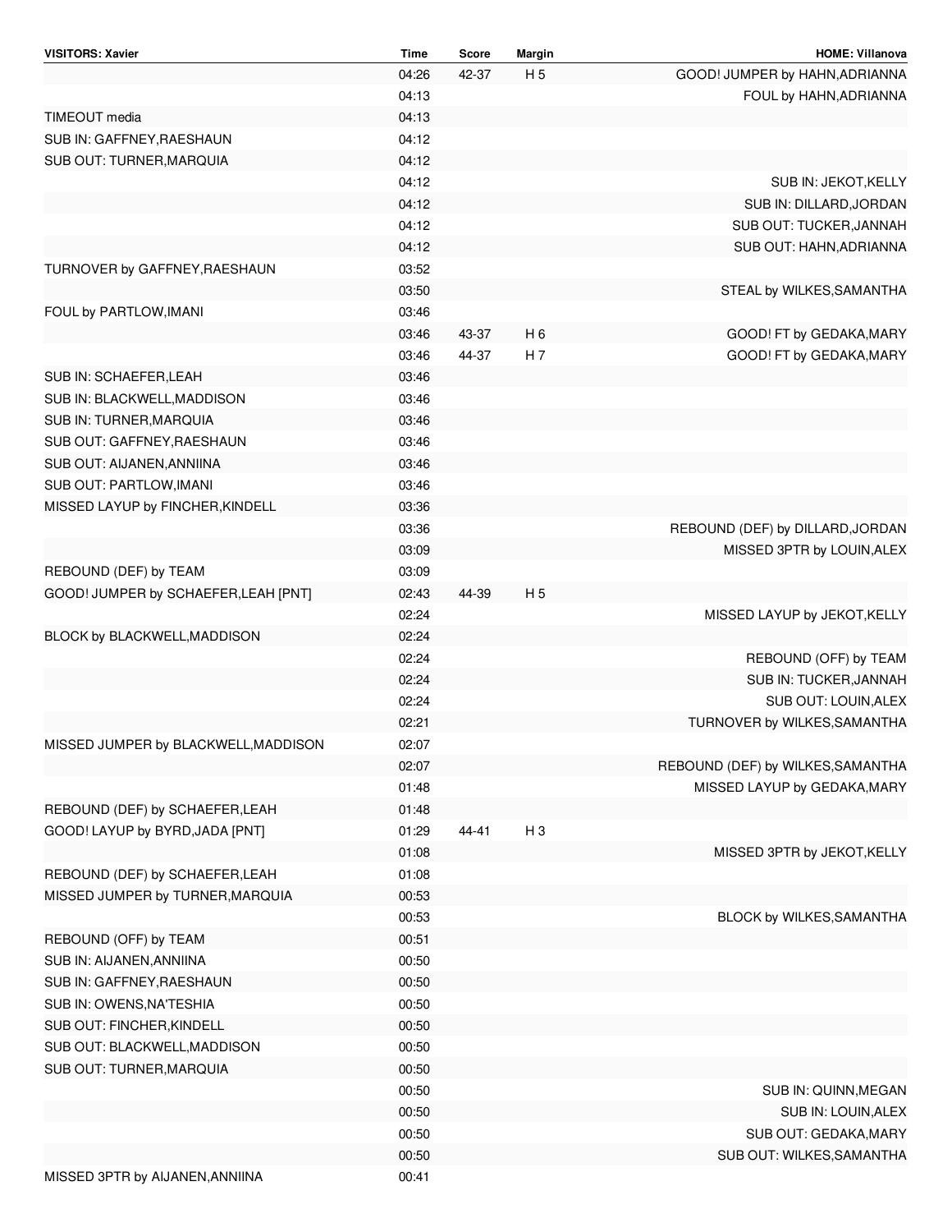| VISITORS: Xavier | Time | Score | Margin | HOME: Villanova |
| --- | --- | --- | --- | --- |
| | 04:26 | 42-37 | H 5 | GOOD! JUMPER by HAHN,ADRIANNA |
| | 04:13 | | | FOUL by HAHN,ADRIANNA |
| TIMEOUT media | 04:13 | | | |
| SUB IN: GAFFNEY,RAESHAUN | 04:12 | | | |
| SUB OUT: TURNER,MARQUIA | 04:12 | | | |
| | 04:12 | | | SUB IN: JEKOT,KELLY |
| | 04:12 | | | SUB IN: DILLARD,JORDAN |
| | 04:12 | | | SUB OUT: TUCKER,JANNAH |
| | 04:12 | | | SUB OUT: HAHN,ADRIANNA |
| TURNOVER by GAFFNEY,RAESHAUN | 03:52 | | | |
| | 03:50 | | | STEAL by WILKES,SAMANTHA |
| FOUL by PARTLOW,IMANI | 03:46 | | | |
| | 03:46 | 43-37 | H 6 | GOOD! FT by GEDAKA,MARY |
| | 03:46 | 44-37 | H 7 | GOOD! FT by GEDAKA,MARY |
| SUB IN: SCHAEFER,LEAH | 03:46 | | | |
| SUB IN: BLACKWELL,MADDISON | 03:46 | | | |
| SUB IN: TURNER,MARQUIA | 03:46 | | | |
| SUB OUT: GAFFNEY,RAESHAUN | 03:46 | | | |
| SUB OUT: AIJANEN,ANNIINA | 03:46 | | | |
| SUB OUT: PARTLOW,IMANI | 03:46 | | | |
| MISSED LAYUP by FINCHER,KINDELL | 03:36 | | | |
| | 03:36 | | | REBOUND (DEF) by DILLARD,JORDAN |
| | 03:09 | | | MISSED 3PTR by LOUIN,ALEX |
| REBOUND (DEF) by TEAM | 03:09 | | | |
| GOOD! JUMPER by SCHAEFER,LEAH [PNT] | 02:43 | 44-39 | H 5 | |
| | 02:24 | | | MISSED LAYUP by JEKOT,KELLY |
| BLOCK by BLACKWELL,MADDISON | 02:24 | | | |
| | 02:24 | | | REBOUND (OFF) by TEAM |
| | 02:24 | | | SUB IN: TUCKER,JANNAH |
| | 02:24 | | | SUB OUT: LOUIN,ALEX |
| | 02:21 | | | TURNOVER by WILKES,SAMANTHA |
| MISSED JUMPER by BLACKWELL,MADDISON | 02:07 | | | |
| | 02:07 | | | REBOUND (DEF) by WILKES,SAMANTHA |
| | 01:48 | | | MISSED LAYUP by GEDAKA,MARY |
| REBOUND (DEF) by SCHAEFER,LEAH | 01:48 | | | |
| GOOD! LAYUP by BYRD,JADA [PNT] | 01:29 | 44-41 | H 3 | |
| | 01:08 | | | MISSED 3PTR by JEKOT,KELLY |
| REBOUND (DEF) by SCHAEFER,LEAH | 01:08 | | | |
| MISSED JUMPER by TURNER,MARQUIA | 00:53 | | | |
| | 00:53 | | | BLOCK by WILKES,SAMANTHA |
| REBOUND (OFF) by TEAM | 00:51 | | | |
| SUB IN: AIJANEN,ANNIINA | 00:50 | | | |
| SUB IN: GAFFNEY,RAESHAUN | 00:50 | | | |
| SUB IN: OWENS,NA'TESHIA | 00:50 | | | |
| SUB OUT: FINCHER,KINDELL | 00:50 | | | |
| SUB OUT: BLACKWELL,MADDISON | 00:50 | | | |
| SUB OUT: TURNER,MARQUIA | 00:50 | | | |
| | 00:50 | | | SUB IN: QUINN,MEGAN |
| | 00:50 | | | SUB IN: LOUIN,ALEX |
| | 00:50 | | | SUB OUT: GEDAKA,MARY |
| | 00:50 | | | SUB OUT: WILKES,SAMANTHA |
| MISSED 3PTR by AIJANEN,ANNIINA | 00:41 | | | |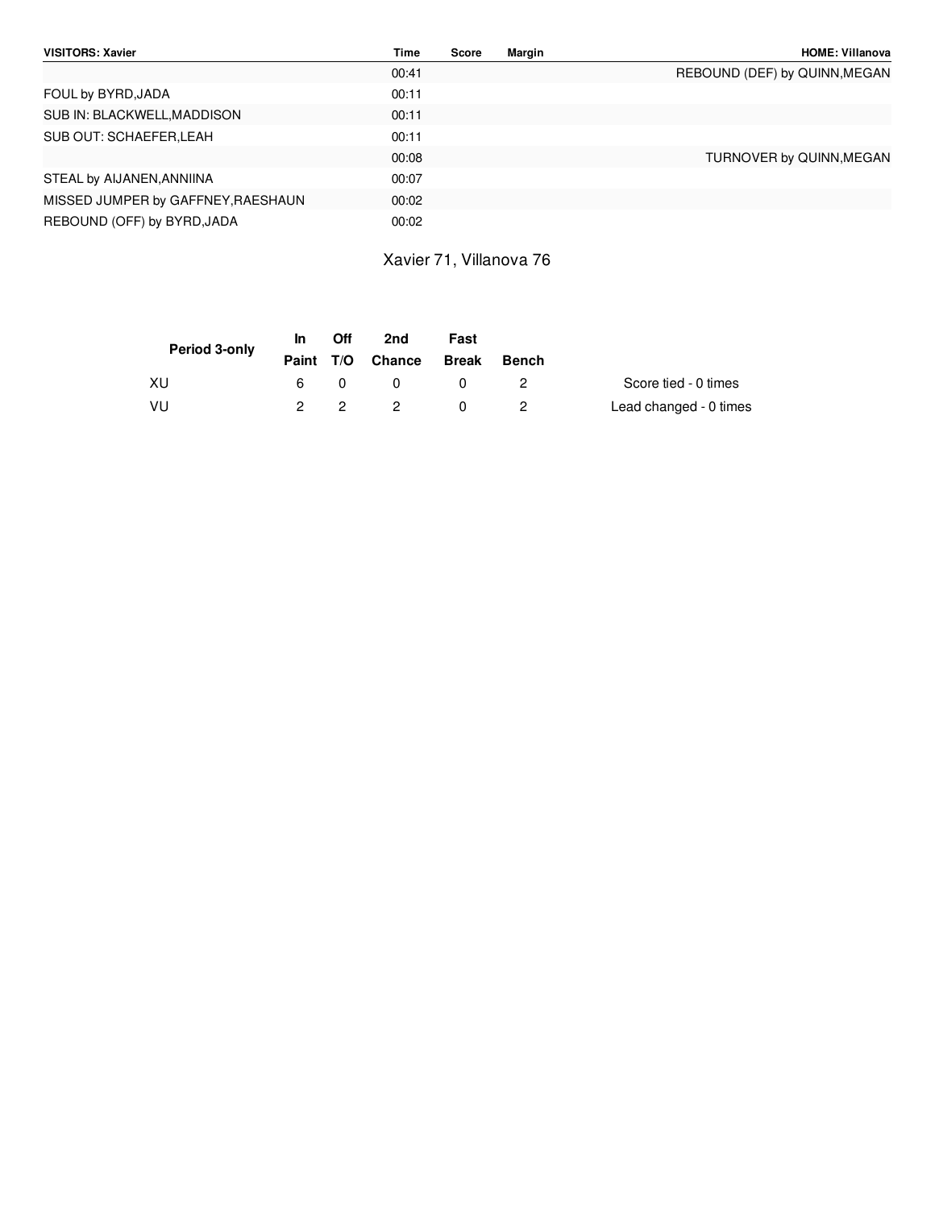| VISITORS: Xavier | Time | Score | Margin | HOME: Villanova |
|---|---|---|---|---|
| | 00:41 | | | REBOUND (DEF) by QUINN,MEGAN |
| FOUL by BYRD,JADA | 00:11 | | | |
| SUB IN: BLACKWELL,MADDISON | 00:11 | | | |
| SUB OUT: SCHAEFER,LEAH | 00:11 | | | |
| | 00:08 | | | TURNOVER by QUINN,MEGAN |
| STEAL by AIJANEN,ANNIINA | 00:07 | | | |
| MISSED JUMPER by GAFFNEY,RAESHAUN | 00:02 | | | |
| REBOUND (OFF) by BYRD,JADA | 00:02 | | | |

Xavier 71, Villanova 76

| Period 3-only | In Paint | Off T/O | 2nd Chance | Fast Break | Bench | |
|---|---|---|---|---|---|---|
| XU | 6 | 0 | 0 | 0 | 2 | Score tied - 0 times |
| VU | 2 | 2 | 2 | 0 | 2 | Lead changed - 0 times |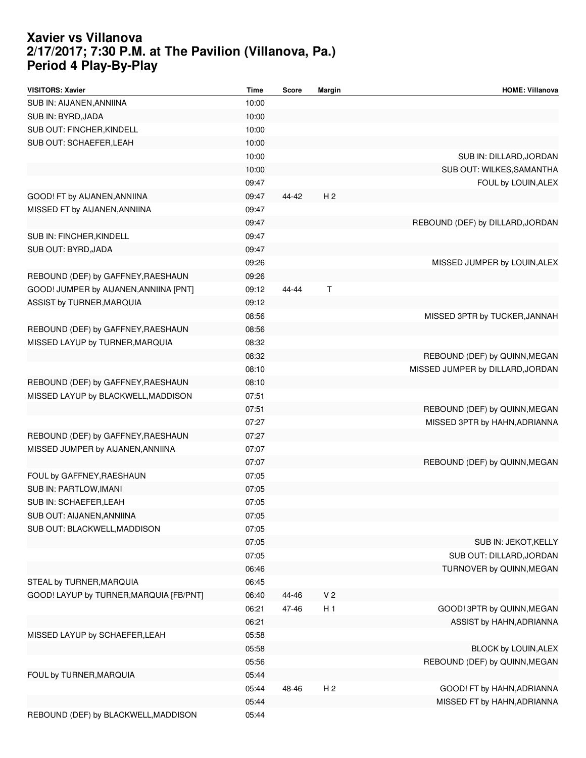# Xavier vs Villanova
# 2/17/2017; 7:30 P.M. at The Pavilion (Villanova, Pa.)
# Period 4 Play-By-Play

| VISITORS: Xavier | Time | Score | Margin | HOME: Villanova |
|---|---|---|---|---|
| SUB IN: AIJANEN,ANNIINA | 10:00 | | | |
| SUB IN: BYRD,JADA | 10:00 | | | |
| SUB OUT: FINCHER,KINDELL | 10:00 | | | |
| SUB OUT: SCHAEFER,LEAH | 10:00 | | | |
| | 10:00 | | | SUB IN: DILLARD,JORDAN |
| | 10:00 | | | SUB OUT: WILKES,SAMANTHA |
| | 09:47 | | | FOUL by LOUIN,ALEX |
| GOOD! FT by AIJANEN,ANNIINA | 09:47 | 44-42 | H 2 | |
| MISSED FT by AIJANEN,ANNIINA | 09:47 | | | |
| | 09:47 | | | REBOUND (DEF) by DILLARD,JORDAN |
| SUB IN: FINCHER,KINDELL | 09:47 | | | |
| SUB OUT: BYRD,JADA | 09:47 | | | |
| | 09:26 | | | MISSED JUMPER by LOUIN,ALEX |
| REBOUND (DEF) by GAFFNEY,RAESHAUN | 09:26 | | | |
| GOOD! JUMPER by AIJANEN,ANNIINA [PNT] | 09:12 | 44-44 | T | |
| ASSIST by TURNER,MARQUIA | 09:12 | | | |
| | 08:56 | | | MISSED 3PTR by TUCKER,JANNAH |
| REBOUND (DEF) by GAFFNEY,RAESHAUN | 08:56 | | | |
| MISSED LAYUP by TURNER,MARQUIA | 08:32 | | | |
| | 08:32 | | | REBOUND (DEF) by QUINN,MEGAN |
| | 08:10 | | | MISSED JUMPER by DILLARD,JORDAN |
| REBOUND (DEF) by GAFFNEY,RAESHAUN | 08:10 | | | |
| MISSED LAYUP by BLACKWELL,MADDISON | 07:51 | | | |
| | 07:51 | | | REBOUND (DEF) by QUINN,MEGAN |
| | 07:27 | | | MISSED 3PTR by HAHN,ADRIANNA |
| REBOUND (DEF) by GAFFNEY,RAESHAUN | 07:27 | | | |
| MISSED JUMPER by AIJANEN,ANNIINA | 07:07 | | | |
| | 07:07 | | | REBOUND (DEF) by QUINN,MEGAN |
| FOUL by GAFFNEY,RAESHAUN | 07:05 | | | |
| SUB IN: PARTLOW,IMANI | 07:05 | | | |
| SUB IN: SCHAEFER,LEAH | 07:05 | | | |
| SUB OUT: AIJANEN,ANNIINA | 07:05 | | | |
| SUB OUT: BLACKWELL,MADDISON | 07:05 | | | |
| | 07:05 | | | SUB IN: JEKOT,KELLY |
| | 07:05 | | | SUB OUT: DILLARD,JORDAN |
| | 06:46 | | | TURNOVER by QUINN,MEGAN |
| STEAL by TURNER,MARQUIA | 06:45 | | | |
| GOOD! LAYUP by TURNER,MARQUIA [FB/PNT] | 06:40 | 44-46 | V 2 | |
| | 06:21 | 47-46 | H 1 | GOOD! 3PTR by QUINN,MEGAN |
| | 06:21 | | | ASSIST by HAHN,ADRIANNA |
| MISSED LAYUP by SCHAEFER,LEAH | 05:58 | | | |
| | 05:58 | | | BLOCK by LOUIN,ALEX |
| | 05:56 | | | REBOUND (DEF) by QUINN,MEGAN |
| FOUL by TURNER,MARQUIA | 05:44 | | | |
| | 05:44 | 48-46 | H 2 | GOOD! FT by HAHN,ADRIANNA |
| | 05:44 | | | MISSED FT by HAHN,ADRIANNA |
| REBOUND (DEF) by BLACKWELL,MADDISON | 05:44 | | | |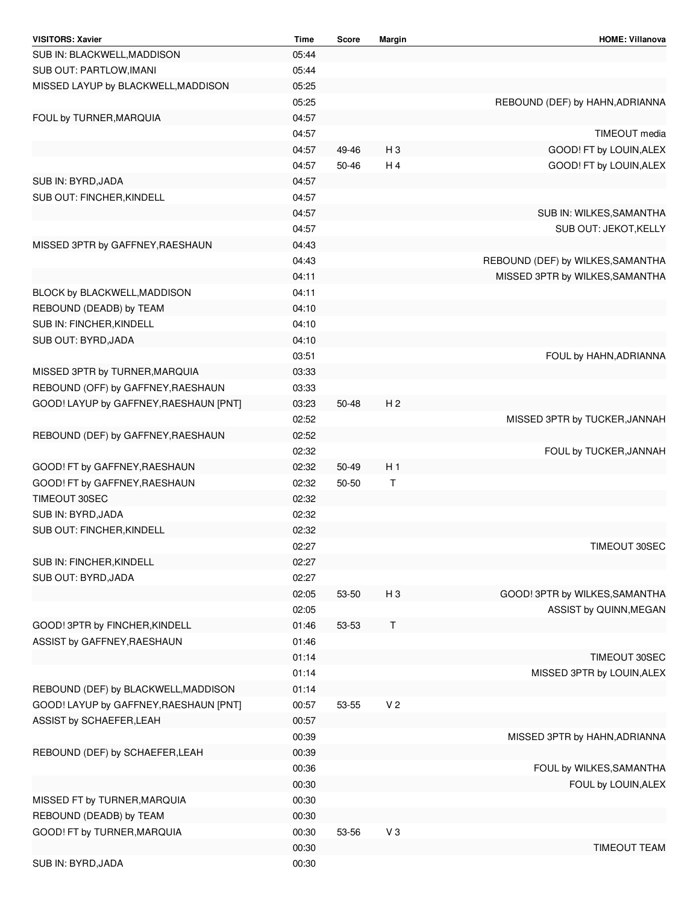| VISITORS: Xavier | Time | Score | Margin | HOME: Villanova |
| --- | --- | --- | --- | --- |
| SUB IN: BLACKWELL,MADDISON | 05:44 | | | |
| SUB OUT: PARTLOW,IMANI | 05:44 | | | |
| MISSED LAYUP by BLACKWELL,MADDISON | 05:25 | | | |
| | 05:25 | | | REBOUND (DEF) by HAHN,ADRIANNA |
| FOUL by TURNER,MARQUIA | 04:57 | | | |
| | 04:57 | | | TIMEOUT media |
| | 04:57 | 49-46 | H 3 | GOOD! FT by LOUIN,ALEX |
| | 04:57 | 50-46 | H 4 | GOOD! FT by LOUIN,ALEX |
| SUB IN: BYRD,JADA | 04:57 | | | |
| SUB OUT: FINCHER,KINDELL | 04:57 | | | |
| | 04:57 | | | SUB IN: WILKES,SAMANTHA |
| | 04:57 | | | SUB OUT: JEKOT,KELLY |
| MISSED 3PTR by GAFFNEY,RAESHAUN | 04:43 | | | |
| | 04:43 | | | REBOUND (DEF) by WILKES,SAMANTHA |
| | 04:11 | | | MISSED 3PTR by WILKES,SAMANTHA |
| BLOCK by BLACKWELL,MADDISON | 04:11 | | | |
| REBOUND (DEADB) by TEAM | 04:10 | | | |
| SUB IN: FINCHER,KINDELL | 04:10 | | | |
| SUB OUT: BYRD,JADA | 04:10 | | | |
| | 03:51 | | | FOUL by HAHN,ADRIANNA |
| MISSED 3PTR by TURNER,MARQUIA | 03:33 | | | |
| REBOUND (OFF) by GAFFNEY,RAESHAUN | 03:33 | | | |
| GOOD! LAYUP by GAFFNEY,RAESHAUN [PNT] | 03:23 | 50-48 | H 2 | |
| | 02:52 | | | MISSED 3PTR by TUCKER,JANNAH |
| REBOUND (DEF) by GAFFNEY,RAESHAUN | 02:52 | | | |
| | 02:32 | | | FOUL by TUCKER,JANNAH |
| GOOD! FT by GAFFNEY,RAESHAUN | 02:32 | 50-49 | H 1 | |
| GOOD! FT by GAFFNEY,RAESHAUN | 02:32 | 50-50 | T | |
| TIMEOUT 30SEC | 02:32 | | | |
| SUB IN: BYRD,JADA | 02:32 | | | |
| SUB OUT: FINCHER,KINDELL | 02:32 | | | |
| | 02:27 | | | TIMEOUT 30SEC |
| SUB IN: FINCHER,KINDELL | 02:27 | | | |
| SUB OUT: BYRD,JADA | 02:27 | | | |
| | 02:05 | 53-50 | H 3 | GOOD! 3PTR by WILKES,SAMANTHA |
| | 02:05 | | | ASSIST by QUINN,MEGAN |
| GOOD! 3PTR by FINCHER,KINDELL | 01:46 | 53-53 | T | |
| ASSIST by GAFFNEY,RAESHAUN | 01:46 | | | |
| | 01:14 | | | TIMEOUT 30SEC |
| | 01:14 | | | MISSED 3PTR by LOUIN,ALEX |
| REBOUND (DEF) by BLACKWELL,MADDISON | 01:14 | | | |
| GOOD! LAYUP by GAFFNEY,RAESHAUN [PNT] | 00:57 | 53-55 | V 2 | |
| ASSIST by SCHAEFER,LEAH | 00:57 | | | |
| | 00:39 | | | MISSED 3PTR by HAHN,ADRIANNA |
| REBOUND (DEF) by SCHAEFER,LEAH | 00:39 | | | |
| | 00:36 | | | FOUL by WILKES,SAMANTHA |
| | 00:30 | | | FOUL by LOUIN,ALEX |
| MISSED FT by TURNER,MARQUIA | 00:30 | | | |
| REBOUND (DEADB) by TEAM | 00:30 | | | |
| GOOD! FT by TURNER,MARQUIA | 00:30 | 53-56 | V 3 | |
| | 00:30 | | | TIMEOUT TEAM |
| SUB IN: BYRD,JADA | 00:30 | | | |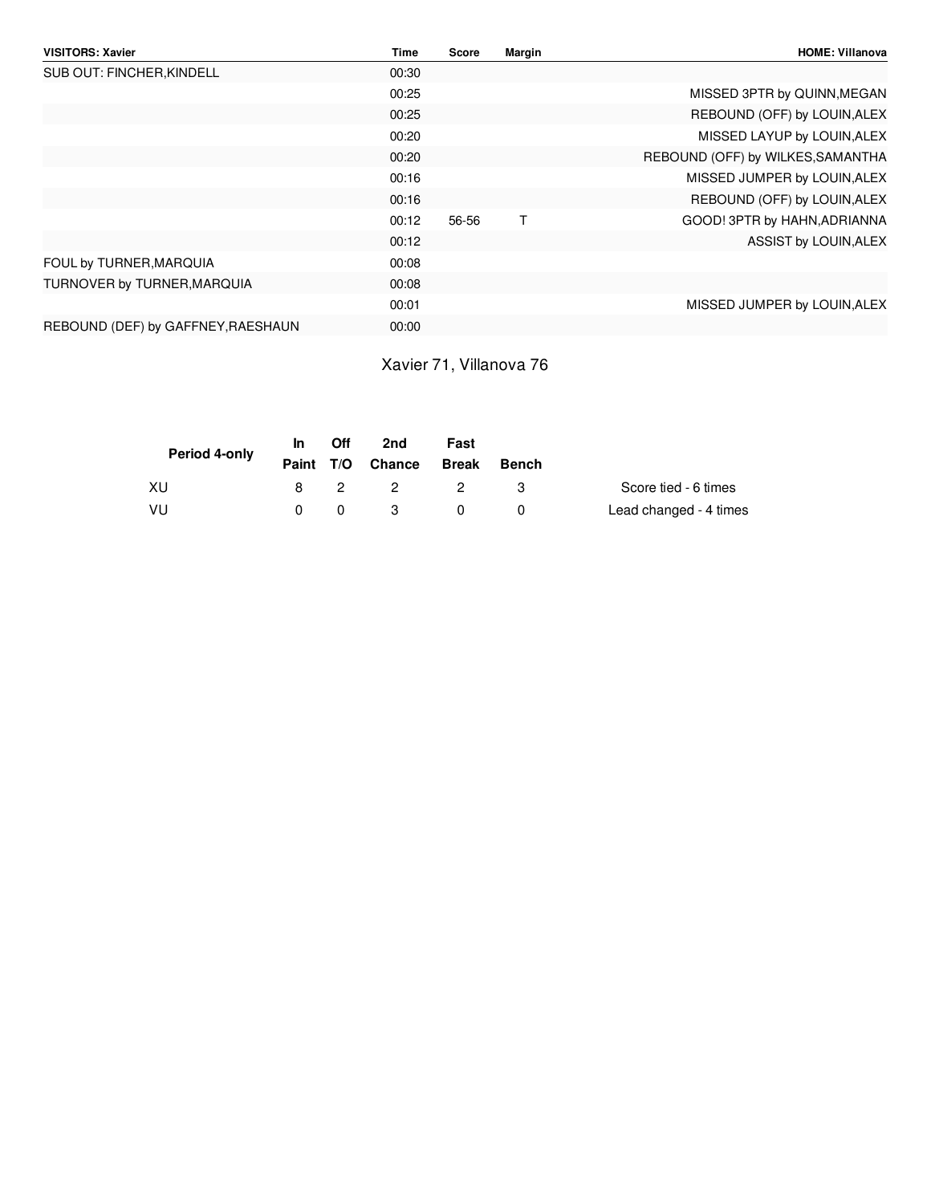| VISITORS: Xavier | Time | Score | Margin | HOME: Villanova |
|---|---|---|---|---|
| SUB OUT: FINCHER,KINDELL | 00:30 | | | |
| | 00:25 | | | MISSED 3PTR by QUINN,MEGAN |
| | 00:25 | | | REBOUND (OFF) by LOUIN,ALEX |
| | 00:20 | | | MISSED LAYUP by LOUIN,ALEX |
| | 00:20 | | | REBOUND (OFF) by WILKES,SAMANTHA |
| | 00:16 | | | MISSED JUMPER by LOUIN,ALEX |
| | 00:16 | | | REBOUND (OFF) by LOUIN,ALEX |
| | 00:12 | 56-56 | T | GOOD! 3PTR by HAHN,ADRIANNA |
| | 00:12 | | | ASSIST by LOUIN,ALEX |
| FOUL by TURNER,MARQUIA | 00:08 | | | |
| TURNOVER by TURNER,MARQUIA | 00:08 | | | |
| | 00:01 | | | MISSED JUMPER by LOUIN,ALEX |
| REBOUND (DEF) by GAFFNEY,RAESHAUN | 00:00 | | | |

Xavier 71, Villanova 76

| Period 4-only | In Paint | Off T/O | 2nd Chance | Fast Break | Bench | |
|---|---|---|---|---|---|---|
| XU | 8 | 2 | 2 | 2 | 3 | Score tied - 6 times |
| VU | 0 | 0 | 3 | 0 | 0 | Lead changed - 4 times |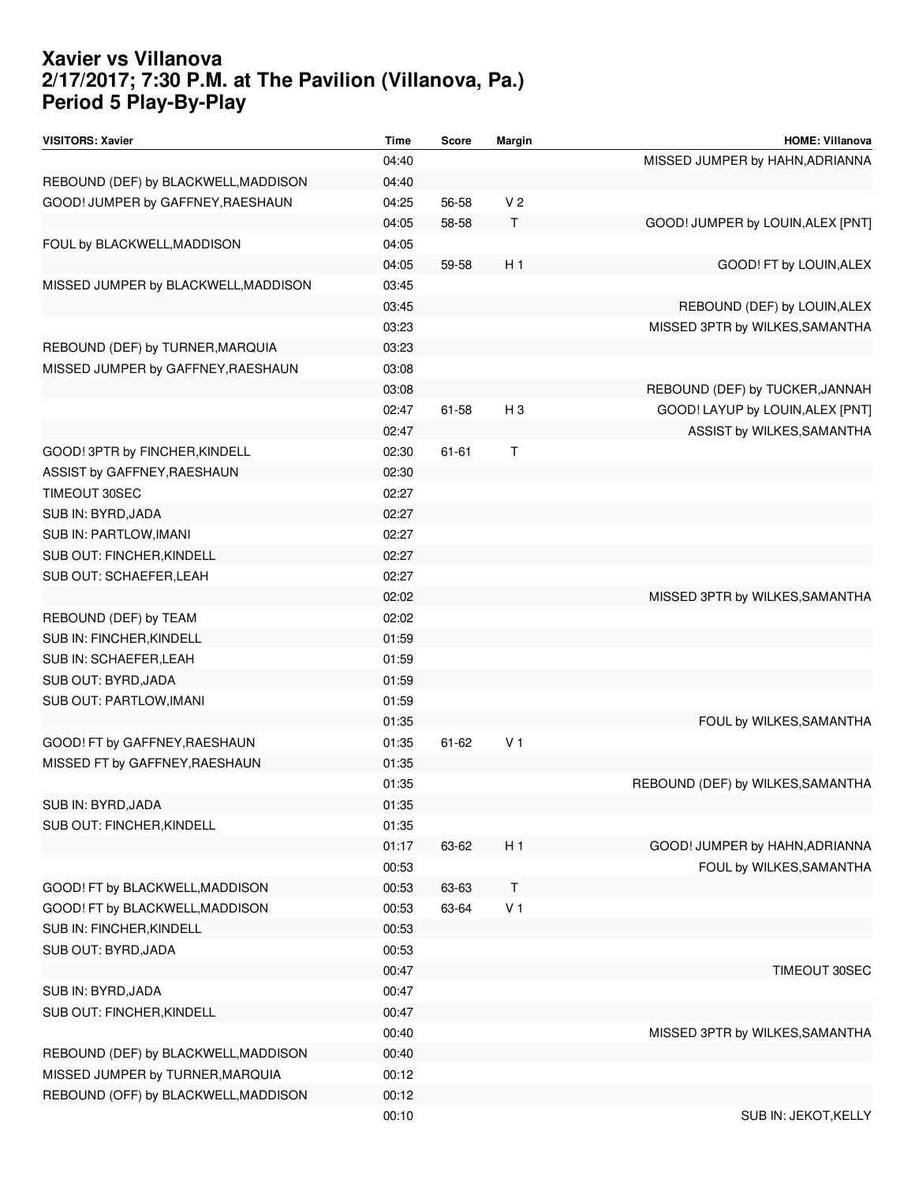# Xavier vs Villanova
# 2/17/2017; 7:30 P.M. at The Pavilion (Villanova, Pa.)
# Period 5 Play-By-Play

| VISITORS: Xavier | Time | Score | Margin | HOME: Villanova |
|---|---|---|---|---|
| | 04:40 | | | MISSED JUMPER by HAHN,ADRIANNA |
| REBOUND (DEF) by BLACKWELL,MADDISON | 04:40 | | | |
| GOOD! JUMPER by GAFFNEY,RAESHAUN | 04:25 | 56-58 | V 2 | |
| | 04:05 | 58-58 | T | GOOD! JUMPER by LOUIN,ALEX [PNT] |
| FOUL by BLACKWELL,MADDISON | 04:05 | | | |
| | 04:05 | 59-58 | H 1 | GOOD! FT by LOUIN,ALEX |
| MISSED JUMPER by BLACKWELL,MADDISON | 03:45 | | | |
| | 03:45 | | | REBOUND (DEF) by LOUIN,ALEX |
| | 03:23 | | | MISSED 3PTR by WILKES,SAMANTHA |
| REBOUND (DEF) by TURNER,MARQUIA | 03:23 | | | |
| MISSED JUMPER by GAFFNEY,RAESHAUN | 03:08 | | | |
| | 03:08 | | | REBOUND (DEF) by TUCKER,JANNAH |
| | 02:47 | 61-58 | H 3 | GOOD! LAYUP by LOUIN,ALEX [PNT] |
| | 02:47 | | | ASSIST by WILKES,SAMANTHA |
| GOOD! 3PTR by FINCHER,KINDELL | 02:30 | 61-61 | T | |
| ASSIST by GAFFNEY,RAESHAUN | 02:30 | | | |
| TIMEOUT 30SEC | 02:27 | | | |
| SUB IN: BYRD,JADA | 02:27 | | | |
| SUB IN: PARTLOW,IMANI | 02:27 | | | |
| SUB OUT: FINCHER,KINDELL | 02:27 | | | |
| SUB OUT: SCHAEFER,LEAH | 02:27 | | | |
| | 02:02 | | | MISSED 3PTR by WILKES,SAMANTHA |
| REBOUND (DEF) by TEAM | 02:02 | | | |
| SUB IN: FINCHER,KINDELL | 01:59 | | | |
| SUB IN: SCHAEFER,LEAH | 01:59 | | | |
| SUB OUT: BYRD,JADA | 01:59 | | | |
| SUB OUT: PARTLOW,IMANI | 01:59 | | | |
| | 01:35 | | | FOUL by WILKES,SAMANTHA |
| GOOD! FT by GAFFNEY,RAESHAUN | 01:35 | 61-62 | V 1 | |
| MISSED FT by GAFFNEY,RAESHAUN | 01:35 | | | |
| | 01:35 | | | REBOUND (DEF) by WILKES,SAMANTHA |
| SUB IN: BYRD,JADA | 01:35 | | | |
| SUB OUT: FINCHER,KINDELL | 01:35 | | | |
| | 01:17 | 63-62 | H 1 | GOOD! JUMPER by HAHN,ADRIANNA |
| | 00:53 | | | FOUL by WILKES,SAMANTHA |
| GOOD! FT by BLACKWELL,MADDISON | 00:53 | 63-63 | T | |
| GOOD! FT by BLACKWELL,MADDISON | 00:53 | 63-64 | V 1 | |
| SUB IN: FINCHER,KINDELL | 00:53 | | | |
| SUB OUT: BYRD,JADA | 00:53 | | | |
| | 00:47 | | | TIMEOUT 30SEC |
| SUB IN: BYRD,JADA | 00:47 | | | |
| SUB OUT: FINCHER,KINDELL | 00:47 | | | |
| | 00:40 | | | MISSED 3PTR by WILKES,SAMANTHA |
| REBOUND (DEF) by BLACKWELL,MADDISON | 00:40 | | | |
| MISSED JUMPER by TURNER,MARQUIA | 00:12 | | | |
| REBOUND (OFF) by BLACKWELL,MADDISON | 00:12 | | | |
| | 00:10 | | | SUB IN: JEKOT,KELLY |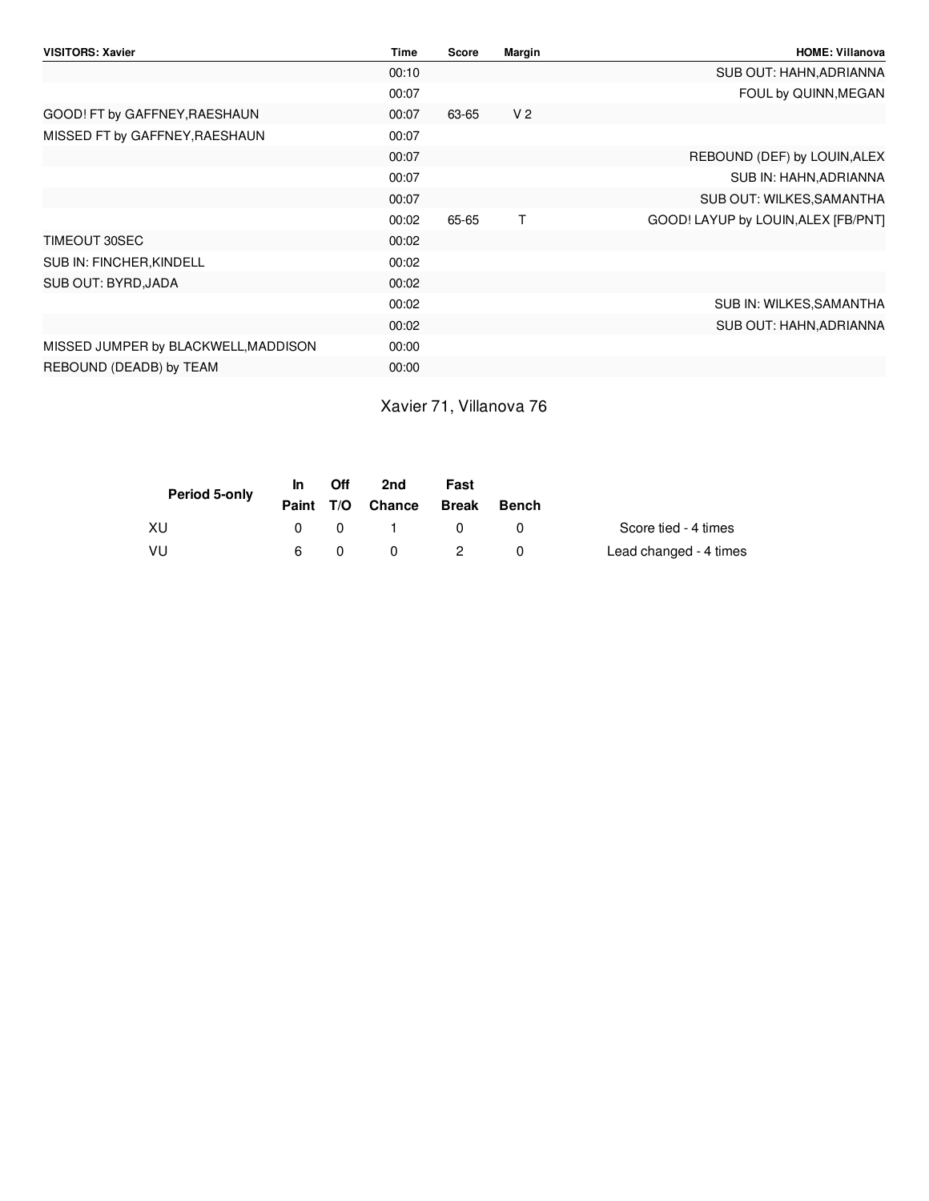| VISITORS: Xavier | Time | Score | Margin | HOME: Villanova |
|---|---|---|---|---|
| | 00:10 | | | SUB OUT: HAHN,ADRIANNA |
| | 00:07 | | | FOUL by QUINN,MEGAN |
| GOOD! FT by GAFFNEY,RAESHAUN | 00:07 | 63-65 | V 2 | |
| MISSED FT by GAFFNEY,RAESHAUN | 00:07 | | | |
| | 00:07 | | | REBOUND (DEF) by LOUIN,ALEX |
| | 00:07 | | | SUB IN: HAHN,ADRIANNA |
| | 00:07 | | | SUB OUT: WILKES,SAMANTHA |
| | 00:02 | 65-65 | T | GOOD! LAYUP by LOUIN,ALEX [FB/PNT] |
| TIMEOUT 30SEC | 00:02 | | | |
| SUB IN: FINCHER,KINDELL | 00:02 | | | |
| SUB OUT: BYRD,JADA | 00:02 | | | |
| | 00:02 | | | SUB IN: WILKES,SAMANTHA |
| | 00:02 | | | SUB OUT: HAHN,ADRIANNA |
| MISSED JUMPER by BLACKWELL,MADDISON | 00:00 | | | |
| REBOUND (DEADB) by TEAM | 00:00 | | | |

Xavier 71, Villanova 76

| Period 5-only | In Paint | Off T/O | 2nd Chance | Fast Break | Bench | |
|---|---|---|---|---|---|---|
| XU | 0 | 0 | 1 | 0 | 0 | Score tied - 4 times |
| VU | 6 | 0 | 0 | 2 | 0 | Lead changed - 4 times |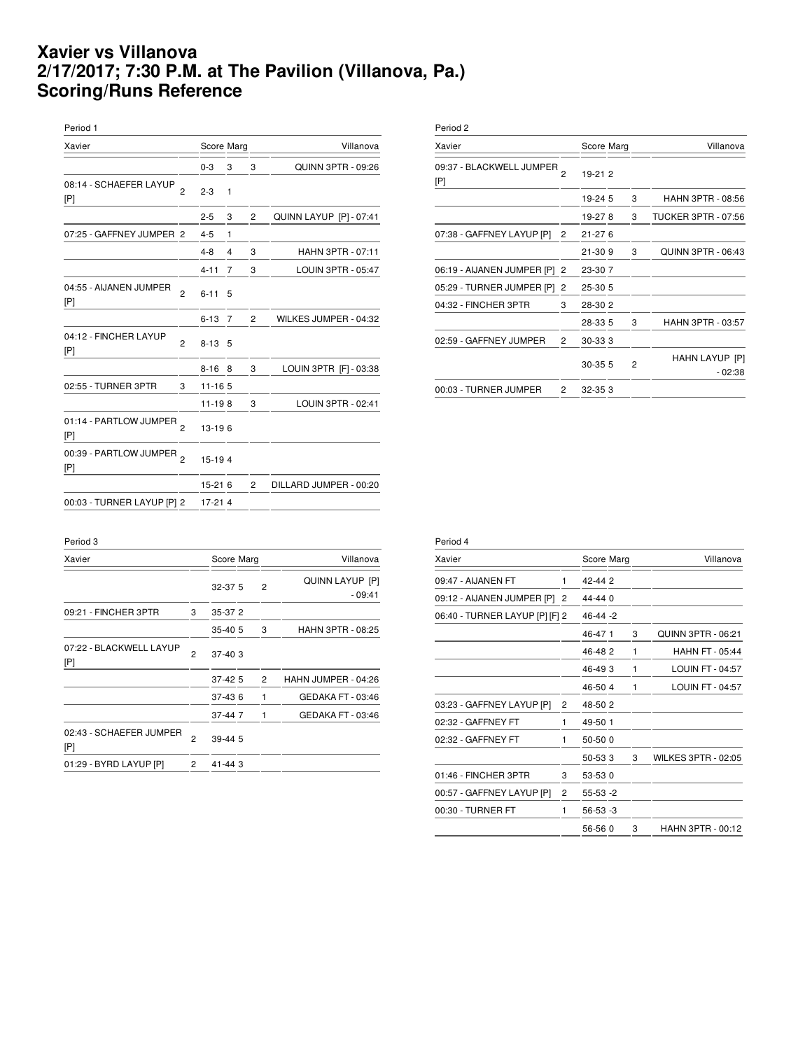# Xavier vs Villanova
# 2/17/2017; 7:30 P.M. at The Pavilion (Villanova, Pa.)
# Scoring/Runs Reference

Period 1

| Xavier | | Score | Marg | | Villanova |
|---|---|---|---|---|---|
| | | 0-3 | 3 | 3 | QUINN 3PTR - 09:26 |
| 08:14 - SCHAEFER LAYUP [P] | 2 | 2-3 | 1 | | |
| | | 2-5 | 3 | 2 | QUINN LAYUP [P] - 07:41 |
| 07:25 - GAFFNEY JUMPER | 2 | 4-5 | 1 | | |
| | | 4-8 | 4 | 3 | HAHN 3PTR - 07:11 |
| | | 4-11 | 7 | 3 | LOUIN 3PTR - 05:47 |
| 04:55 - AIJANEN JUMPER [P] | 2 | 6-11 | 5 | | |
| | | 6-13 | 7 | 2 | WILKES JUMPER - 04:32 |
| 04:12 - FINCHER LAYUP [P] | 2 | 8-13 | 5 | | |
| | | 8-16 | 8 | 3 | LOUIN 3PTR [F] - 03:38 |
| 02:55 - TURNER 3PTR | 3 | 11-16 | 5 | | |
| | | 11-19 | 8 | 3 | LOUIN 3PTR - 02:41 |
| 01:14 - PARTLOW JUMPER [P] | 2 | 13-19 | 6 | | |
| 00:39 - PARTLOW JUMPER [P] | 2 | 15-19 | 4 | | |
| | | 15-21 | 6 | 2 | DILLARD JUMPER - 00:20 |
| 00:03 - TURNER LAYUP [P] | 2 | 17-21 | 4 | | |

Period 2

| Xavier | | Score | Marg | | Villanova |
|---|---|---|---|---|---|
| 09:37 - BLACKWELL JUMPER [P] | 2 | 19-21 | 2 | | |
| | | 19-24 | 5 | 3 | HAHN 3PTR - 08:56 |
| | | 19-27 | 8 | 3 | TUCKER 3PTR - 07:56 |
| 07:38 - GAFFNEY LAYUP [P] | 2 | 21-27 | 6 | | |
| | | 21-30 | 9 | 3 | QUINN 3PTR - 06:43 |
| 06:19 - AIJANEN JUMPER [P] | 2 | 23-30 | 7 | | |
| 05:29 - TURNER JUMPER [P] | 2 | 25-30 | 5 | | |
| 04:32 - FINCHER 3PTR | 3 | 28-30 | 2 | | |
| | | 28-33 | 5 | 3 | HAHN 3PTR - 03:57 |
| 02:59 - GAFFNEY JUMPER | 2 | 30-33 | 3 | | |
| | | 30-35 | 5 | 2 | HAHN LAYUP [P] - 02:38 |
| 00:03 - TURNER JUMPER | 2 | 32-35 | 3 | | |

Period 3

| Xavier | | Score | Marg | | Villanova |
|---|---|---|---|---|---|
| | | 32-37 | 5 | 2 | QUINN LAYUP [P] - 09:41 |
| 09:21 - FINCHER 3PTR | 3 | 35-37 | 2 | | |
| | | 35-40 | 5 | 3 | HAHN 3PTR - 08:25 |
| 07:22 - BLACKWELL LAYUP [P] | 2 | 37-40 | 3 | | |
| | | 37-42 | 5 | 2 | HAHN JUMPER - 04:26 |
| | | 37-43 | 6 | 1 | GEDAKA FT - 03:46 |
| | | 37-44 | 7 | 1 | GEDAKA FT - 03:46 |
| 02:43 - SCHAEFER JUMPER [P] | 2 | 39-44 | 5 | | |
| 01:29 - BYRD LAYUP [P] | 2 | 41-44 | 3 | | |

Period 4

| Xavier | | Score | Marg | | Villanova |
|---|---|---|---|---|---|
| 09:47 - AIJANEN FT | 1 | 42-44 | 2 | | |
| 09:12 - AIJANEN JUMPER [P] | 2 | 44-44 | 0 | | |
| 06:40 - TURNER LAYUP [P] [F] | 2 | 46-44 | -2 | | |
| | | 46-47 | 1 | 3 | QUINN 3PTR - 06:21 |
| | | 46-48 | 2 | 1 | HAHN FT - 05:44 |
| | | 46-49 | 3 | 1 | LOUIN FT - 04:57 |
| | | 46-50 | 4 | 1 | LOUIN FT - 04:57 |
| 03:23 - GAFFNEY LAYUP [P] | 2 | 48-50 | 2 | | |
| 02:32 - GAFFNEY FT | 1 | 49-50 | 1 | | |
| 02:32 - GAFFNEY FT | 1 | 50-50 | 0 | | |
| | | 50-53 | 3 | 3 | WILKES 3PTR - 02:05 |
| 01:46 - FINCHER 3PTR | 3 | 53-53 | 0 | | |
| 00:57 - GAFFNEY LAYUP [P] | 2 | 55-53 | -2 | | |
| 00:30 - TURNER FT | 1 | 56-53 | -3 | | |
| | | 56-56 | 0 | 3 | HAHN 3PTR - 00:12 |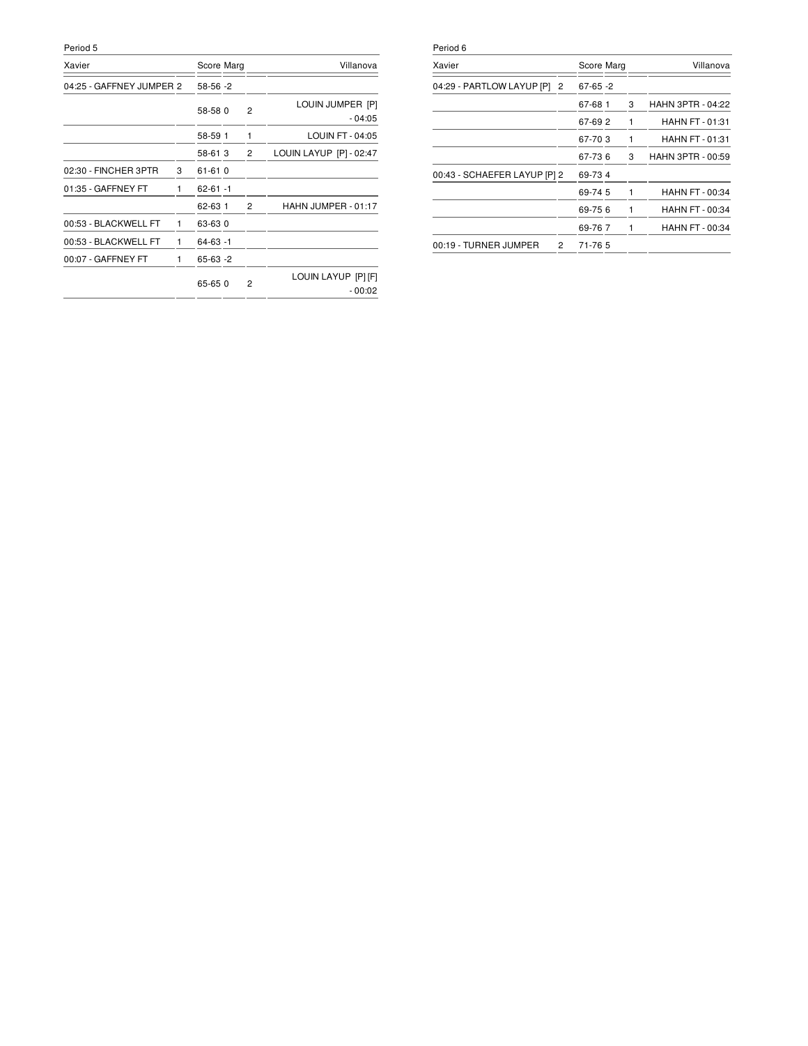Period 5

| Xavier | | Score | Marg | | Villanova |
|---|---|---|---|---|---|
| 04:25 - GAFFNEY JUMPER | 2 | 58-56 | -2 | | |
| | | 58-58 | 0 | 2 | LOUIN JUMPER [P] - 04:05 |
| | | 58-59 | 1 | 1 | LOUIN FT - 04:05 |
| | | 58-61 | 3 | 2 | LOUIN LAYUP [P] - 02:47 |
| 02:30 - FINCHER 3PTR | 3 | 61-61 | 0 | | |
| 01:35 - GAFFNEY FT | 1 | 62-61 | -1 | | |
| | | 62-63 | 1 | 2 | HAHN JUMPER - 01:17 |
| 00:53 - BLACKWELL FT | 1 | 63-63 | 0 | | |
| 00:53 - BLACKWELL FT | 1 | 64-63 | -1 | | |
| 00:07 - GAFFNEY FT | 1 | 65-63 | -2 | | |
| | | 65-65 | 0 | 2 | LOUIN LAYUP [P] [F] - 00:02 |

Period 6

| Xavier | | Score | Marg | | Villanova |
|---|---|---|---|---|---|
| 04:29 - PARTLOW LAYUP [P] | 2 | 67-65 | -2 | | |
| | | 67-68 | 1 | 3 | HAHN 3PTR - 04:22 |
| | | 67-69 | 2 | 1 | HAHN FT - 01:31 |
| | | 67-70 | 3 | 1 | HAHN FT - 01:31 |
| | | 67-73 | 6 | 3 | HAHN 3PTR - 00:59 |
| 00:43 - SCHAEFER LAYUP [P] | 2 | 69-73 | 4 | | |
| | | 69-74 | 5 | 1 | HAHN FT - 00:34 |
| | | 69-75 | 6 | 1 | HAHN FT - 00:34 |
| | | 69-76 | 7 | 1 | HAHN FT - 00:34 |
| 00:19 - TURNER JUMPER | 2 | 71-76 | 5 | | |